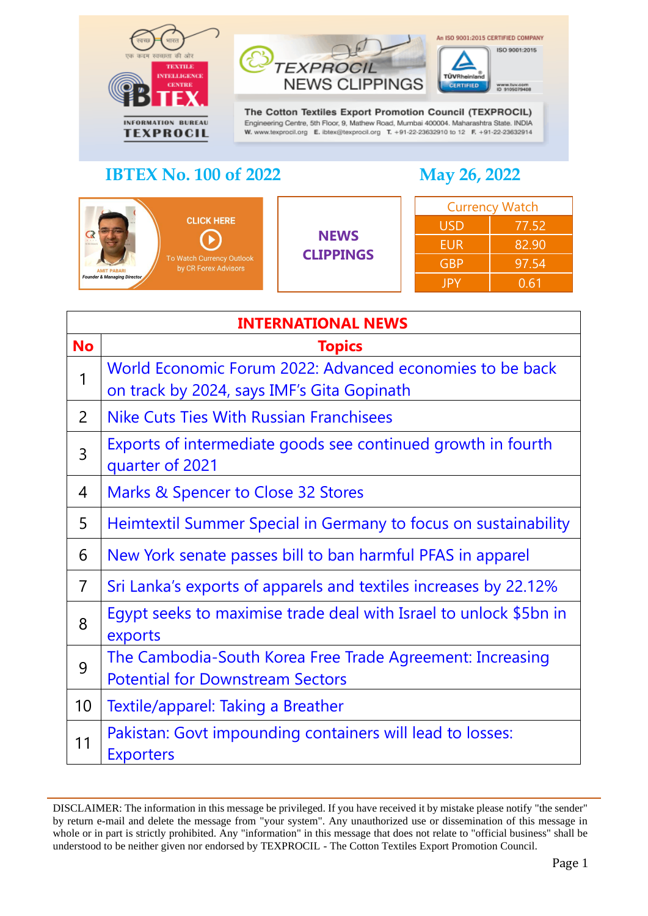TEXPROCIL NEWS CLIPPINGS

**The Cotton Textiles Export Promotion Council (TEXPROCIL)**
Engineering Centre, 5th Floor, 9, Mathew Road, Mumbai 400004. Maharashtra State. INDIA
W. www.texprocil.org E. ibtex@texprocil.org T. +91-22-23632910 to 12 F. +91-22-23632914

An ISO 9001:2015 CERTIFIED COMPANY

IBTEX – TEXTILE INTELLIGENCE CENTRE – INFORMATION BUREAU TEXPROCIL

## IBTEX No. 100 of 2022

## May 26, 2022

CLICK HERE To Watch Currency Outlook by CR Forex Advisors
AMIT PABARI, Founder & Managing Director

**NEWS CLIPPINGS**

| Currency Watch | |
|---|---|
| USD | 77.52 |
| EUR | 82.90 |
| GBP | 97.54 |
| JPY | 0.61 |

**INTERNATIONAL NEWS**

| No | Topics |
|---|---|
| 1 | World Economic Forum 2022: Advanced economies to be back on track by 2024, says IMF's Gita Gopinath |
| 2 | Nike Cuts Ties With Russian Franchisees |
| 3 | Exports of intermediate goods see continued growth in fourth quarter of 2021 |
| 4 | Marks & Spencer to Close 32 Stores |
| 5 | Heimtextil Summer Special in Germany to focus on sustainability |
| 6 | New York senate passes bill to ban harmful PFAS in apparel |
| 7 | Sri Lanka's exports of apparels and textiles increases by 22.12% |
| 8 | Egypt seeks to maximise trade deal with Israel to unlock $5bn in exports |
| 9 | The Cambodia-South Korea Free Trade Agreement: Increasing Potential for Downstream Sectors |
| 10 | Textile/apparel: Taking a Breather |
| 11 | Pakistan: Govt impounding containers will lead to losses: Exporters |

DISCLAIMER: The information in this message be privileged. If you have received it by mistake please notify "the sender" by return e-mail and delete the message from "your system". Any unauthorized use or dissemination of this message in whole or in part is strictly prohibited. Any "information" in this message that does not relate to "official business" shall be understood to be neither given nor endorsed by TEXPROCIL - The Cotton Textiles Export Promotion Council.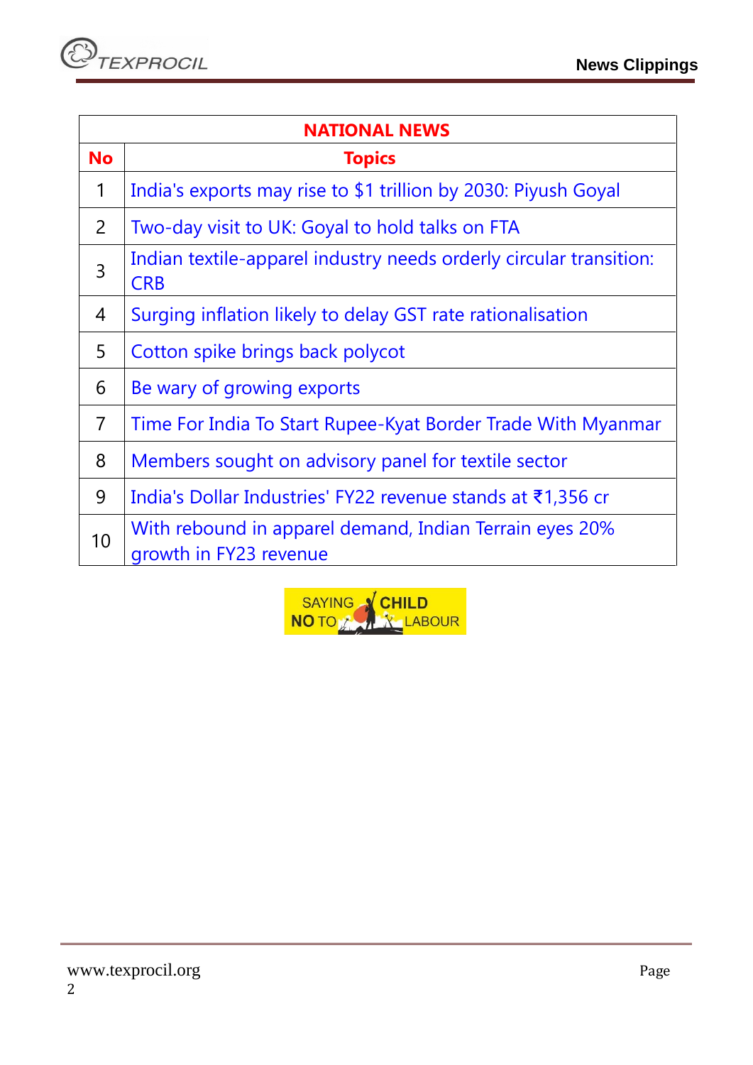| NATIONAL NEWS | |
|---|---|
| **No** | **Topics** |
| 1 | India's exports may rise to $1 trillion by 2030: Piyush Goyal |
| 2 | Two-day visit to UK: Goyal to hold talks on FTA |
| 3 | Indian textile-apparel industry needs orderly circular transition: CRB |
| 4 | Surging inflation likely to delay GST rate rationalisation |
| 5 | Cotton spike brings back polycot |
| 6 | Be wary of growing exports |
| 7 | Time For India To Start Rupee-Kyat Border Trade With Myanmar |
| 8 | Members sought on advisory panel for textile sector |
| 9 | India's Dollar Industries' FY22 revenue stands at ₹1,356 cr |
| 10 | With rebound in apparel demand, Indian Terrain eyes 20% growth in FY23 revenue |

SAYING NO TO CHILD LABOUR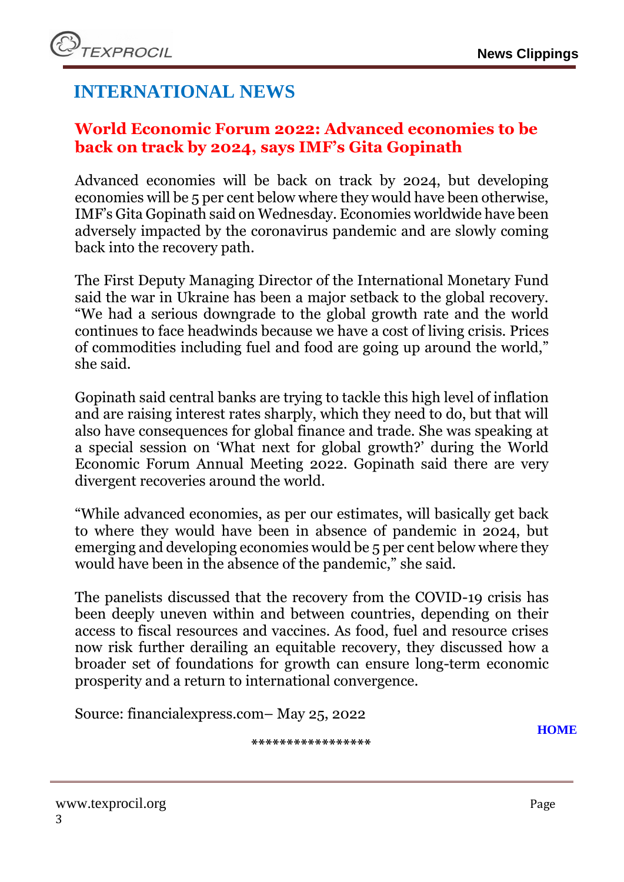# INTERNATIONAL NEWS

## World Economic Forum 2022: Advanced economies to be back on track by 2024, says IMF's Gita Gopinath

Advanced economies will be back on track by 2024, but developing economies will be 5 per cent below where they would have been otherwise, IMF's Gita Gopinath said on Wednesday. Economies worldwide have been adversely impacted by the coronavirus pandemic and are slowly coming back into the recovery path.

The First Deputy Managing Director of the International Monetary Fund said the war in Ukraine has been a major setback to the global recovery. "We had a serious downgrade to the global growth rate and the world continues to face headwinds because we have a cost of living crisis. Prices of commodities including fuel and food are going up around the world," she said.

Gopinath said central banks are trying to tackle this high level of inflation and are raising interest rates sharply, which they need to do, but that will also have consequences for global finance and trade. She was speaking at a special session on 'What next for global growth?' during the World Economic Forum Annual Meeting 2022. Gopinath said there are very divergent recoveries around the world.

"While advanced economies, as per our estimates, will basically get back to where they would have been in absence of pandemic in 2024, but emerging and developing economies would be 5 per cent below where they would have been in the absence of the pandemic," she said.

The panelists discussed that the recovery from the COVID-19 crisis has been deeply uneven within and between countries, depending on their access to fiscal resources and vaccines. As food, fuel and resource crises now risk further derailing an equitable recovery, they discussed how a broader set of foundations for growth can ensure long-term economic prosperity and a return to international convergence.

Source: financialexpress.com– May 25, 2022

HOME

*****************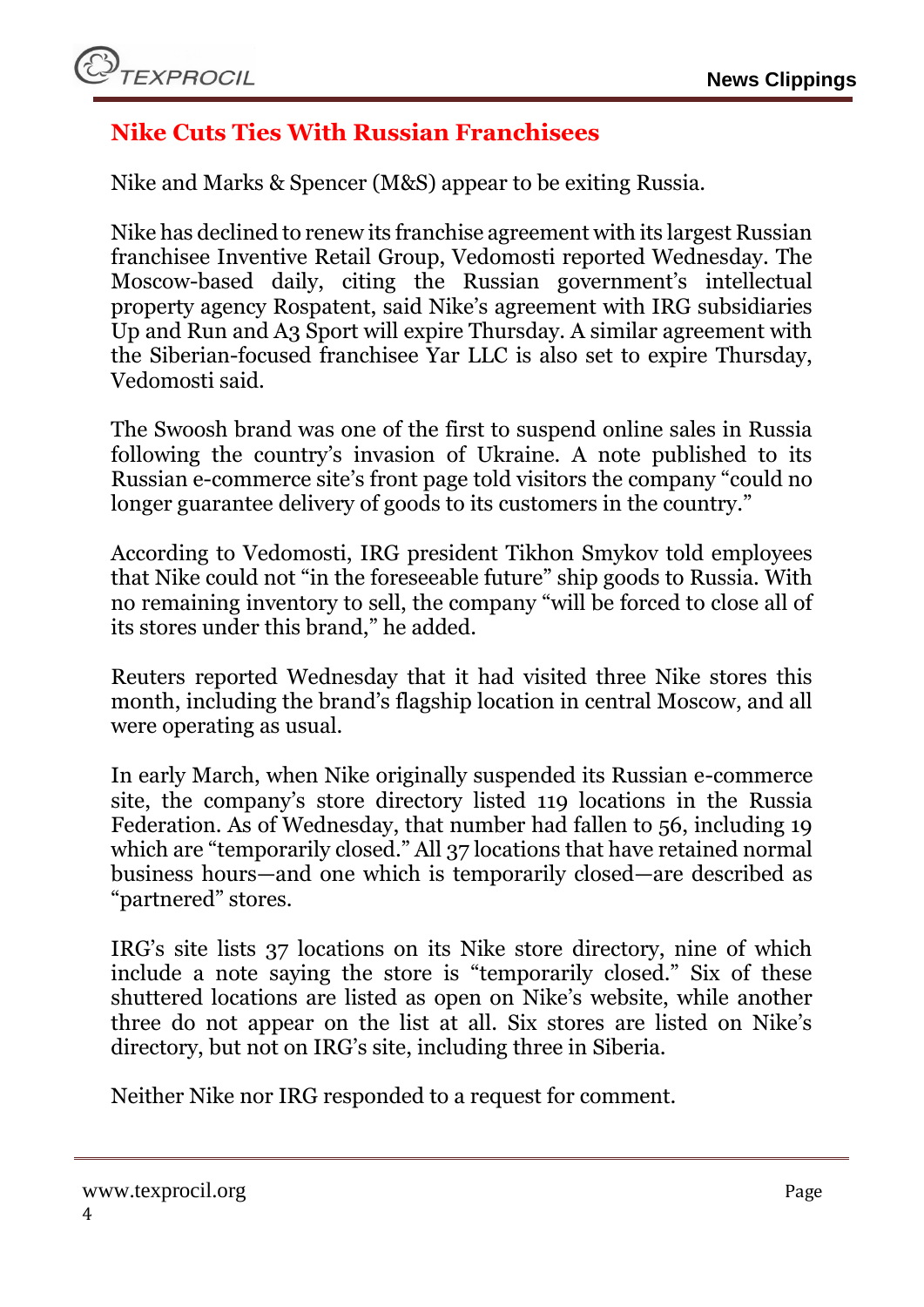## Nike Cuts Ties With Russian Franchisees

Nike and Marks & Spencer (M&S) appear to be exiting Russia.

Nike has declined to renew its franchise agreement with its largest Russian franchisee Inventive Retail Group, Vedomosti reported Wednesday. The Moscow-based daily, citing the Russian government's intellectual property agency Rospatent, said Nike's agreement with IRG subsidiaries Up and Run and A3 Sport will expire Thursday. A similar agreement with the Siberian-focused franchisee Yar LLC is also set to expire Thursday, Vedomosti said.

The Swoosh brand was one of the first to suspend online sales in Russia following the country's invasion of Ukraine. A note published to its Russian e-commerce site's front page told visitors the company "could no longer guarantee delivery of goods to its customers in the country."

According to Vedomosti, IRG president Tikhon Smykov told employees that Nike could not "in the foreseeable future" ship goods to Russia. With no remaining inventory to sell, the company "will be forced to close all of its stores under this brand," he added.

Reuters reported Wednesday that it had visited three Nike stores this month, including the brand's flagship location in central Moscow, and all were operating as usual.

In early March, when Nike originally suspended its Russian e-commerce site, the company's store directory listed 119 locations in the Russia Federation. As of Wednesday, that number had fallen to 56, including 19 which are "temporarily closed." All 37 locations that have retained normal business hours—and one which is temporarily closed—are described as "partnered" stores.

IRG's site lists 37 locations on its Nike store directory, nine of which include a note saying the store is "temporarily closed." Six of these shuttered locations are listed as open on Nike's website, while another three do not appear on the list at all. Six stores are listed on Nike's directory, but not on IRG's site, including three in Siberia.

Neither Nike nor IRG responded to a request for comment.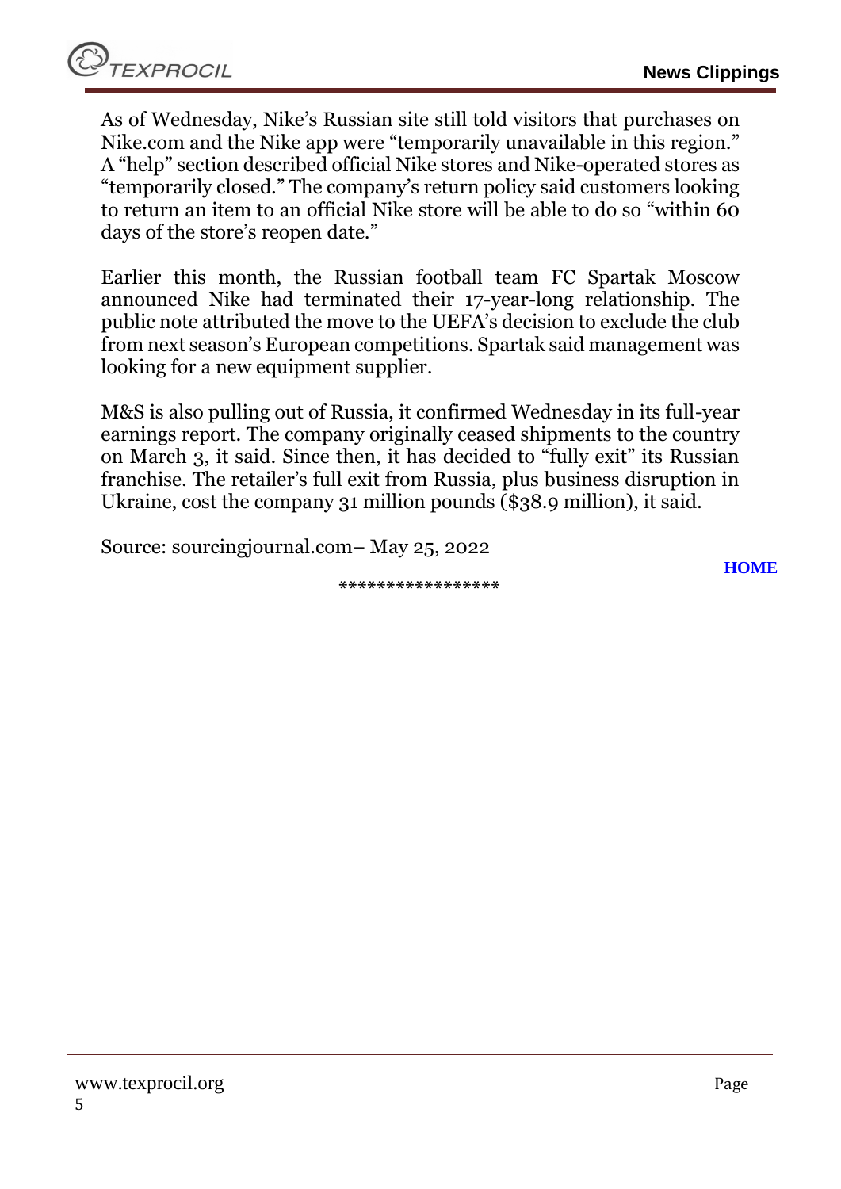As of Wednesday, Nike's Russian site still told visitors that purchases on Nike.com and the Nike app were "temporarily unavailable in this region." A "help" section described official Nike stores and Nike-operated stores as "temporarily closed." The company's return policy said customers looking to return an item to an official Nike store will be able to do so "within 60 days of the store's reopen date."

Earlier this month, the Russian football team FC Spartak Moscow announced Nike had terminated their 17-year-long relationship. The public note attributed the move to the UEFA's decision to exclude the club from next season's European competitions. Spartak said management was looking for a new equipment supplier.

M&S is also pulling out of Russia, it confirmed Wednesday in its full-year earnings report. The company originally ceased shipments to the country on March 3, it said. Since then, it has decided to "fully exit" its Russian franchise. The retailer's full exit from Russia, plus business disruption in Ukraine, cost the company 31 million pounds ($38.9 million), it said.

Source: sourcingjournal.com– May 25, 2022

**HOME**

*****************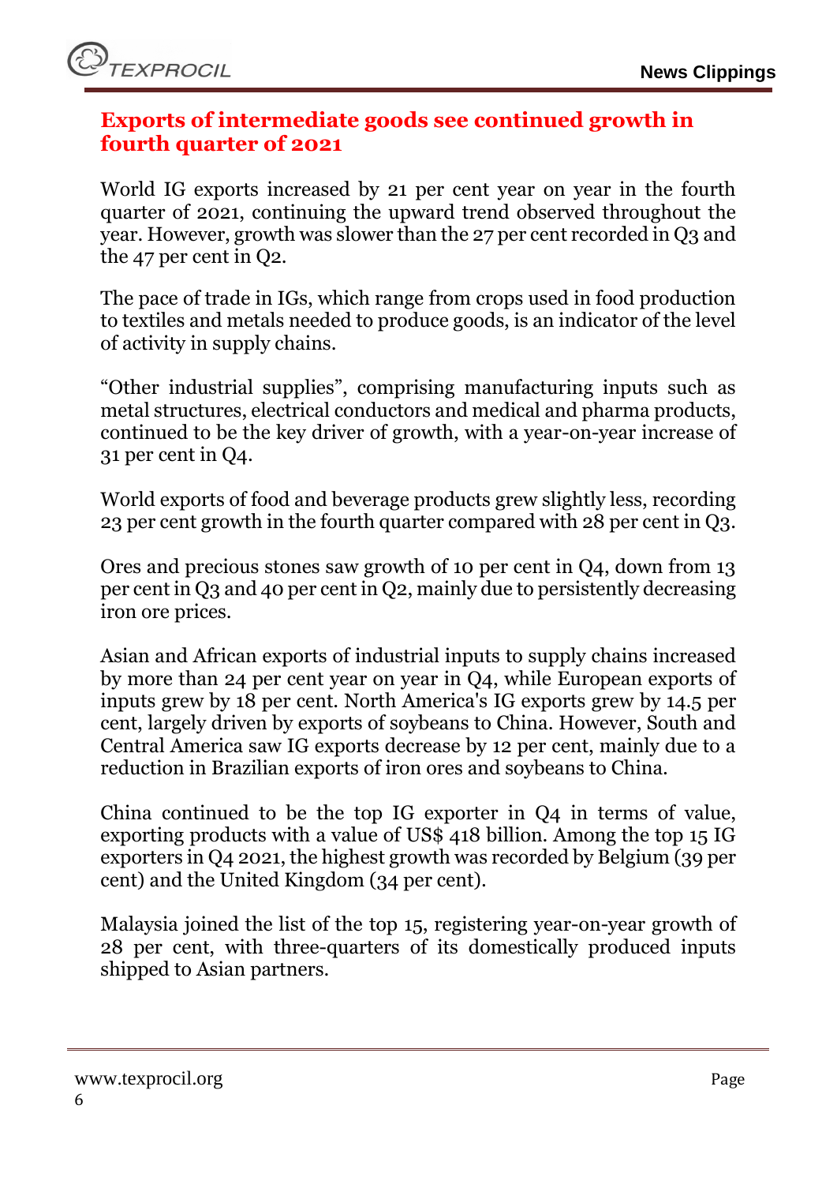## Exports of intermediate goods see continued growth in fourth quarter of 2021

World IG exports increased by 21 per cent year on year in the fourth quarter of 2021, continuing the upward trend observed throughout the year. However, growth was slower than the 27 per cent recorded in Q3 and the 47 per cent in Q2.

The pace of trade in IGs, which range from crops used in food production to textiles and metals needed to produce goods, is an indicator of the level of activity in supply chains.

“Other industrial supplies”, comprising manufacturing inputs such as metal structures, electrical conductors and medical and pharma products, continued to be the key driver of growth, with a year-on-year increase of 31 per cent in Q4.

World exports of food and beverage products grew slightly less, recording 23 per cent growth in the fourth quarter compared with 28 per cent in Q3.

Ores and precious stones saw growth of 10 per cent in Q4, down from 13 per cent in Q3 and 40 per cent in Q2, mainly due to persistently decreasing iron ore prices.

Asian and African exports of industrial inputs to supply chains increased by more than 24 per cent year on year in Q4, while European exports of inputs grew by 18 per cent. North America's IG exports grew by 14.5 per cent, largely driven by exports of soybeans to China. However, South and Central America saw IG exports decrease by 12 per cent, mainly due to a reduction in Brazilian exports of iron ores and soybeans to China.

China continued to be the top IG exporter in Q4 in terms of value, exporting products with a value of US$ 418 billion. Among the top 15 IG exporters in Q4 2021, the highest growth was recorded by Belgium (39 per cent) and the United Kingdom (34 per cent).

Malaysia joined the list of the top 15, registering year-on-year growth of 28 per cent, with three-quarters of its domestically produced inputs shipped to Asian partners.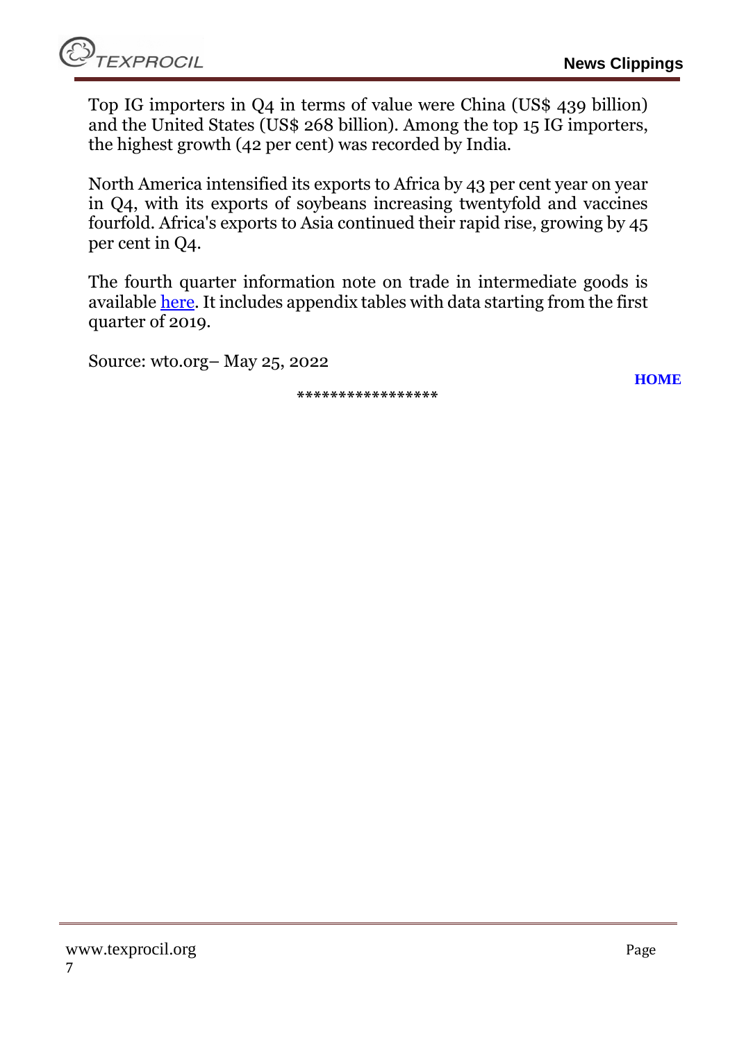Top IG importers in Q4 in terms of value were China (US$ 439 billion) and the United States (US$ 268 billion). Among the top 15 IG importers, the highest growth (42 per cent) was recorded by India.

North America intensified its exports to Africa by 43 per cent year on year in Q4, with its exports of soybeans increasing twentyfold and vaccines fourfold. Africa's exports to Asia continued their rapid rise, growing by 45 per cent in Q4.

The fourth quarter information note on trade in intermediate goods is available here. It includes appendix tables with data starting from the first quarter of 2019.

Source: wto.org– May 25, 2022

**HOME**

*****************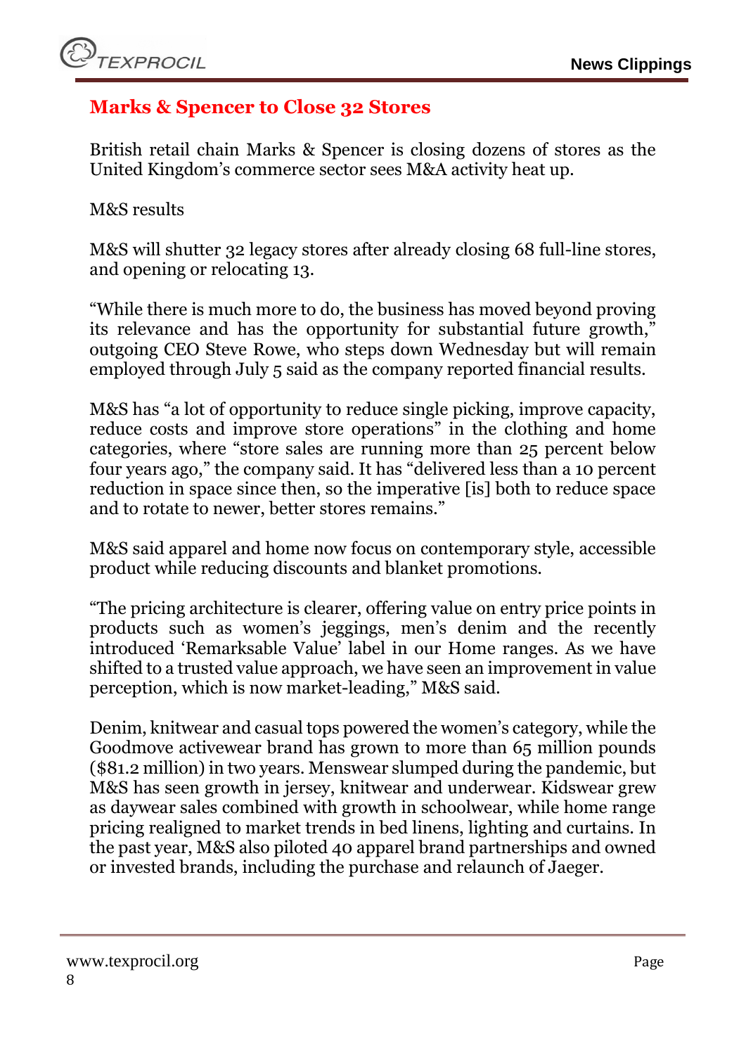## Marks & Spencer to Close 32 Stores

British retail chain Marks & Spencer is closing dozens of stores as the United Kingdom's commerce sector sees M&A activity heat up.

M&S results

M&S will shutter 32 legacy stores after already closing 68 full-line stores, and opening or relocating 13.

"While there is much more to do, the business has moved beyond proving its relevance and has the opportunity for substantial future growth," outgoing CEO Steve Rowe, who steps down Wednesday but will remain employed through July 5 said as the company reported financial results.

M&S has "a lot of opportunity to reduce single picking, improve capacity, reduce costs and improve store operations" in the clothing and home categories, where "store sales are running more than 25 percent below four years ago," the company said. It has "delivered less than a 10 percent reduction in space since then, so the imperative [is] both to reduce space and to rotate to newer, better stores remains."

M&S said apparel and home now focus on contemporary style, accessible product while reducing discounts and blanket promotions.

"The pricing architecture is clearer, offering value on entry price points in products such as women's jeggings, men's denim and the recently introduced 'Remarksable Value' label in our Home ranges. As we have shifted to a trusted value approach, we have seen an improvement in value perception, which is now market-leading," M&S said.

Denim, knitwear and casual tops powered the women's category, while the Goodmove activewear brand has grown to more than 65 million pounds ($81.2 million) in two years. Menswear slumped during the pandemic, but M&S has seen growth in jersey, knitwear and underwear. Kidswear grew as daywear sales combined with growth in schoolwear, while home range pricing realigned to market trends in bed linens, lighting and curtains. In the past year, M&S also piloted 40 apparel brand partnerships and owned or invested brands, including the purchase and relaunch of Jaeger.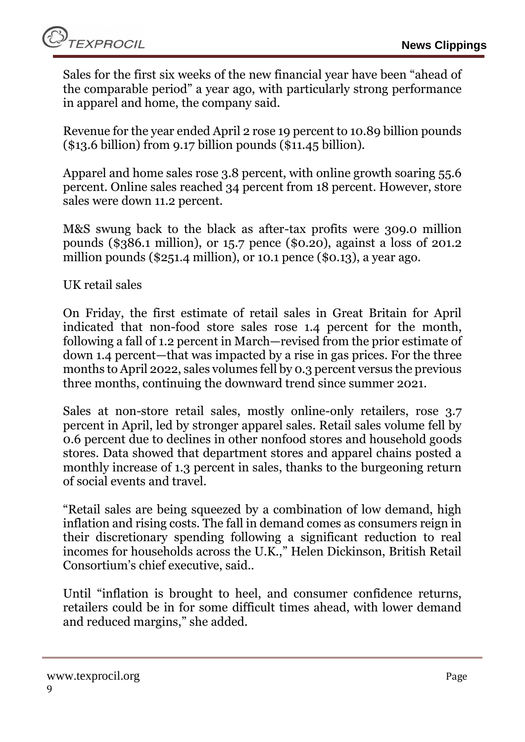Sales for the first six weeks of the new financial year have been "ahead of the comparable period" a year ago, with particularly strong performance in apparel and home, the company said.

Revenue for the year ended April 2 rose 19 percent to 10.89 billion pounds ($13.6 billion) from 9.17 billion pounds ($11.45 billion).

Apparel and home sales rose 3.8 percent, with online growth soaring 55.6 percent. Online sales reached 34 percent from 18 percent. However, store sales were down 11.2 percent.

M&S swung back to the black as after-tax profits were 309.0 million pounds ($386.1 million), or 15.7 pence ($0.20), against a loss of 201.2 million pounds ($251.4 million), or 10.1 pence ($0.13), a year ago.

UK retail sales

On Friday, the first estimate of retail sales in Great Britain for April indicated that non-food store sales rose 1.4 percent for the month, following a fall of 1.2 percent in March—revised from the prior estimate of down 1.4 percent—that was impacted by a rise in gas prices. For the three months to April 2022, sales volumes fell by 0.3 percent versus the previous three months, continuing the downward trend since summer 2021.

Sales at non-store retail sales, mostly online-only retailers, rose 3.7 percent in April, led by stronger apparel sales. Retail sales volume fell by 0.6 percent due to declines in other nonfood stores and household goods stores. Data showed that department stores and apparel chains posted a monthly increase of 1.3 percent in sales, thanks to the burgeoning return of social events and travel.

"Retail sales are being squeezed by a combination of low demand, high inflation and rising costs. The fall in demand comes as consumers reign in their discretionary spending following a significant reduction to real incomes for households across the U.K.," Helen Dickinson, British Retail Consortium's chief executive, said..

Until "inflation is brought to heel, and consumer confidence returns, retailers could be in for some difficult times ahead, with lower demand and reduced margins," she added.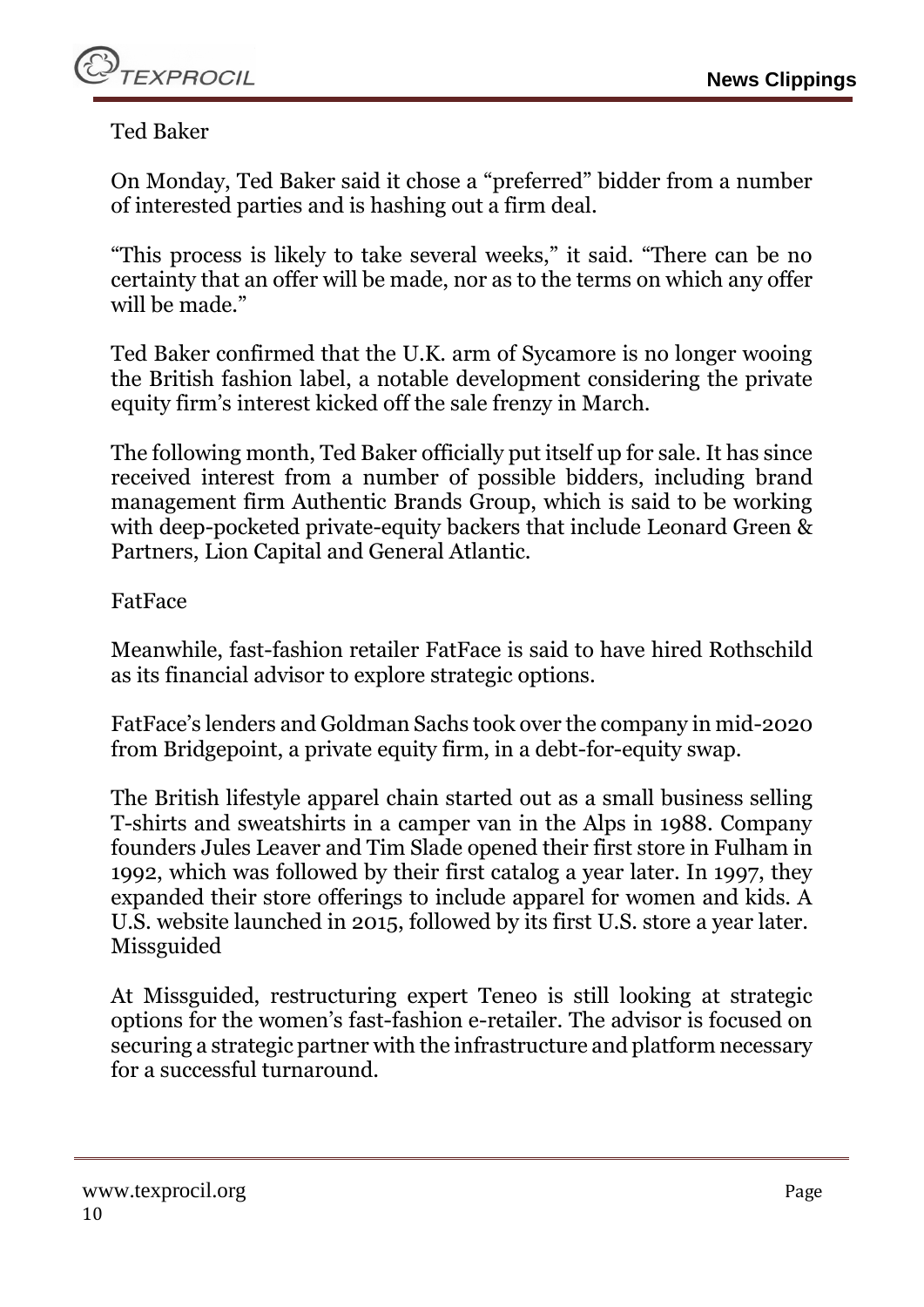Ted Baker

On Monday, Ted Baker said it chose a "preferred" bidder from a number of interested parties and is hashing out a firm deal.

"This process is likely to take several weeks," it said. "There can be no certainty that an offer will be made, nor as to the terms on which any offer will be made."

Ted Baker confirmed that the U.K. arm of Sycamore is no longer wooing the British fashion label, a notable development considering the private equity firm's interest kicked off the sale frenzy in March.

The following month, Ted Baker officially put itself up for sale. It has since received interest from a number of possible bidders, including brand management firm Authentic Brands Group, which is said to be working with deep-pocketed private-equity backers that include Leonard Green & Partners, Lion Capital and General Atlantic.

FatFace

Meanwhile, fast-fashion retailer FatFace is said to have hired Rothschild as its financial advisor to explore strategic options.

FatFace's lenders and Goldman Sachs took over the company in mid-2020 from Bridgepoint, a private equity firm, in a debt-for-equity swap.

The British lifestyle apparel chain started out as a small business selling T-shirts and sweatshirts in a camper van in the Alps in 1988. Company founders Jules Leaver and Tim Slade opened their first store in Fulham in 1992, which was followed by their first catalog a year later. In 1997, they expanded their store offerings to include apparel for women and kids. A U.S. website launched in 2015, followed by its first U.S. store a year later.

Missguided

At Missguided, restructuring expert Teneo is still looking at strategic options for the women's fast-fashion e-retailer. The advisor is focused on securing a strategic partner with the infrastructure and platform necessary for a successful turnaround.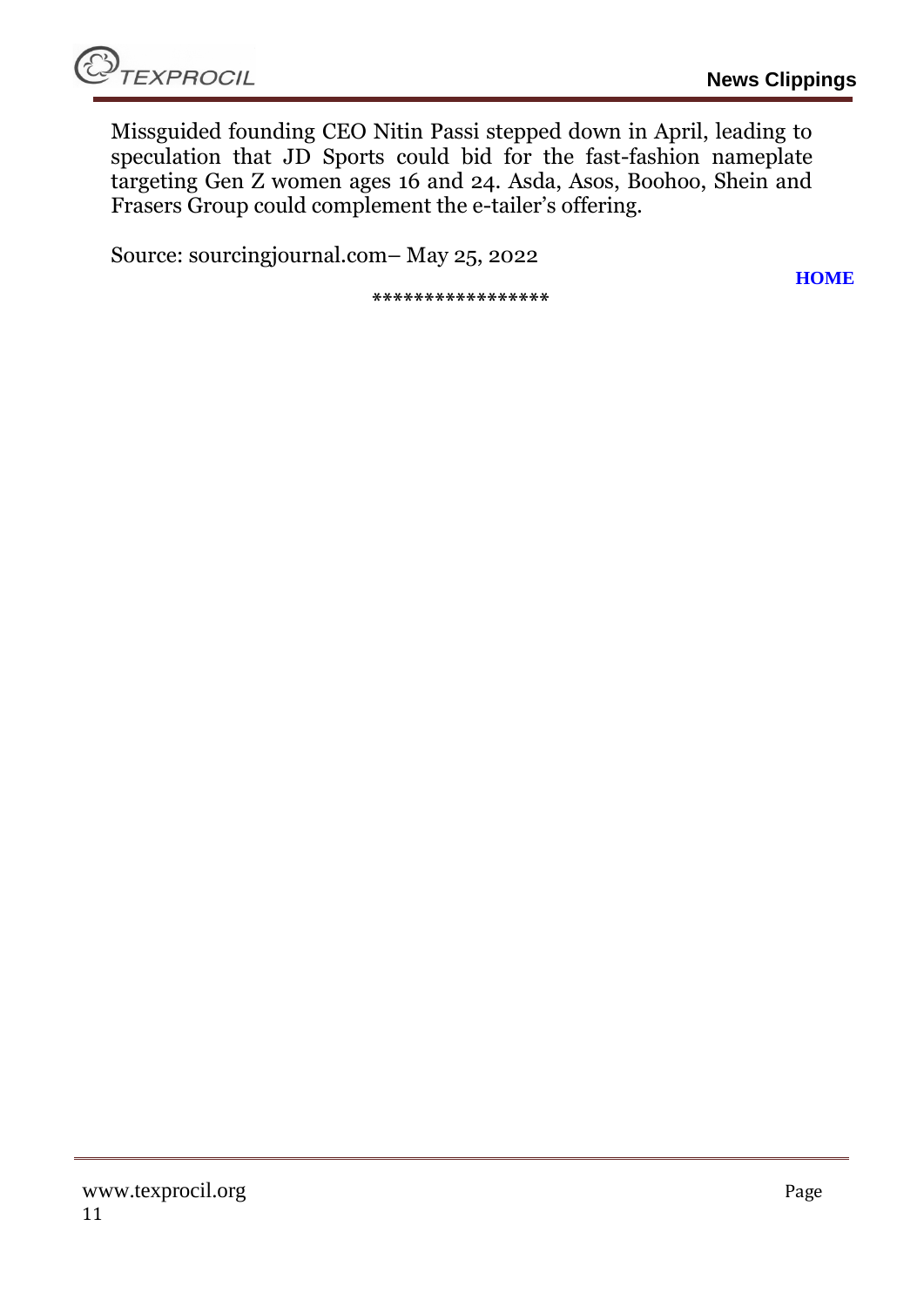Missguided founding CEO Nitin Passi stepped down in April, leading to speculation that JD Sports could bid for the fast-fashion nameplate targeting Gen Z women ages 16 and 24. Asda, Asos, Boohoo, Shein and Frasers Group could complement the e-tailer's offering.

Source: sourcingjournal.com– May 25, 2022

**HOME**

*****************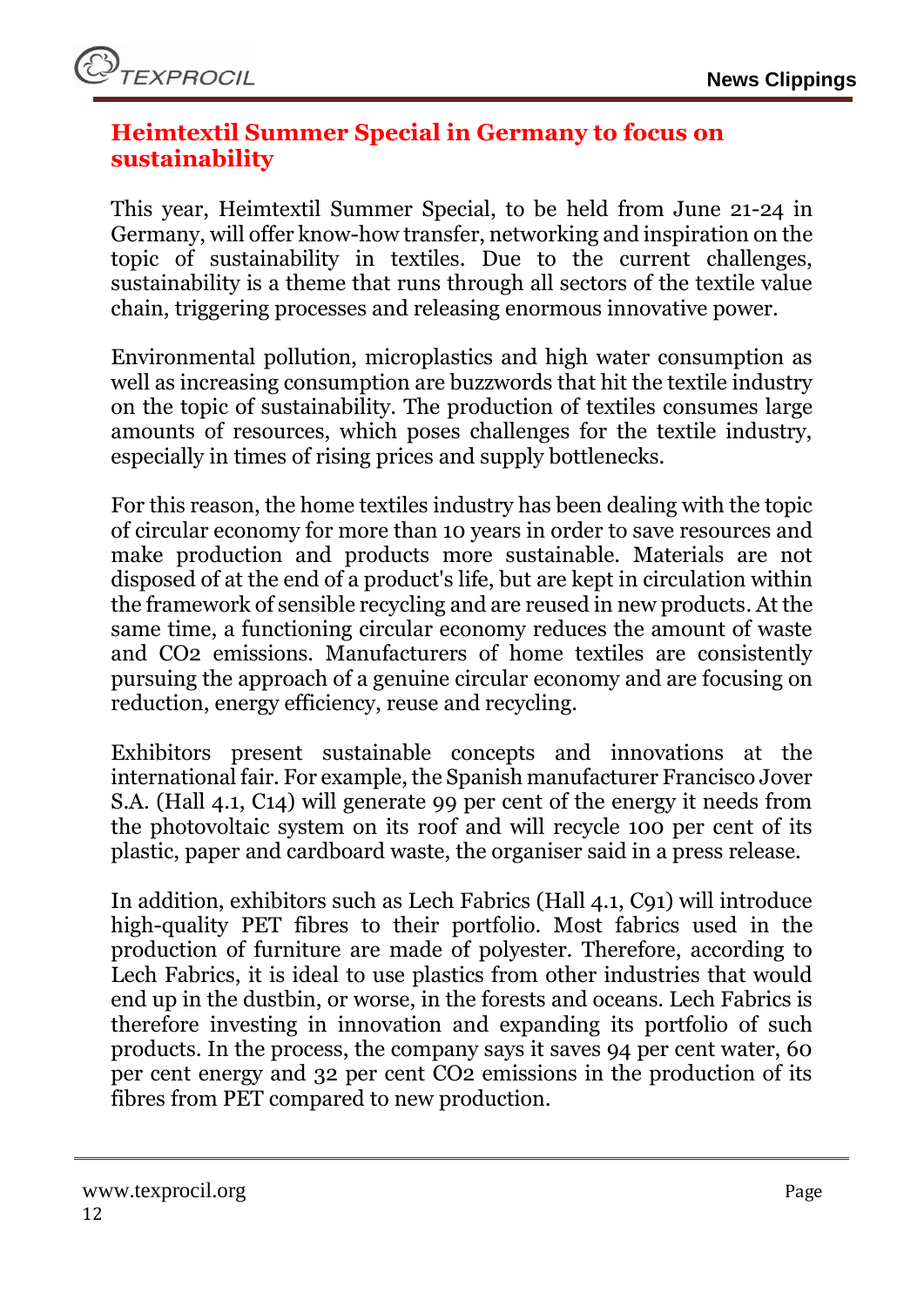## Heimtextil Summer Special in Germany to focus on sustainability

This year, Heimtextil Summer Special, to be held from June 21-24 in Germany, will offer know-how transfer, networking and inspiration on the topic of sustainability in textiles. Due to the current challenges, sustainability is a theme that runs through all sectors of the textile value chain, triggering processes and releasing enormous innovative power.

Environmental pollution, microplastics and high water consumption as well as increasing consumption are buzzwords that hit the textile industry on the topic of sustainability. The production of textiles consumes large amounts of resources, which poses challenges for the textile industry, especially in times of rising prices and supply bottlenecks.

For this reason, the home textiles industry has been dealing with the topic of circular economy for more than 10 years in order to save resources and make production and products more sustainable. Materials are not disposed of at the end of a product's life, but are kept in circulation within the framework of sensible recycling and are reused in new products. At the same time, a functioning circular economy reduces the amount of waste and $CO_2$ emissions. Manufacturers of home textiles are consistently pursuing the approach of a genuine circular economy and are focusing on reduction, energy efficiency, reuse and recycling.

Exhibitors present sustainable concepts and innovations at the international fair. For example, the Spanish manufacturer Francisco Jover S.A. (Hall 4.1, C14) will generate 99 per cent of the energy it needs from the photovoltaic system on its roof and will recycle 100 per cent of its plastic, paper and cardboard waste, the organiser said in a press release.

In addition, exhibitors such as Lech Fabrics (Hall 4.1, C91) will introduce high-quality PET fibres to their portfolio. Most fabrics used in the production of furniture are made of polyester. Therefore, according to Lech Fabrics, it is ideal to use plastics from other industries that would end up in the dustbin, or worse, in the forests and oceans. Lech Fabrics is therefore investing in innovation and expanding its portfolio of such products. In the process, the company says it saves 94 per cent water, 60 per cent energy and 32 per cent $CO_2$ emissions in the production of its fibres from PET compared to new production.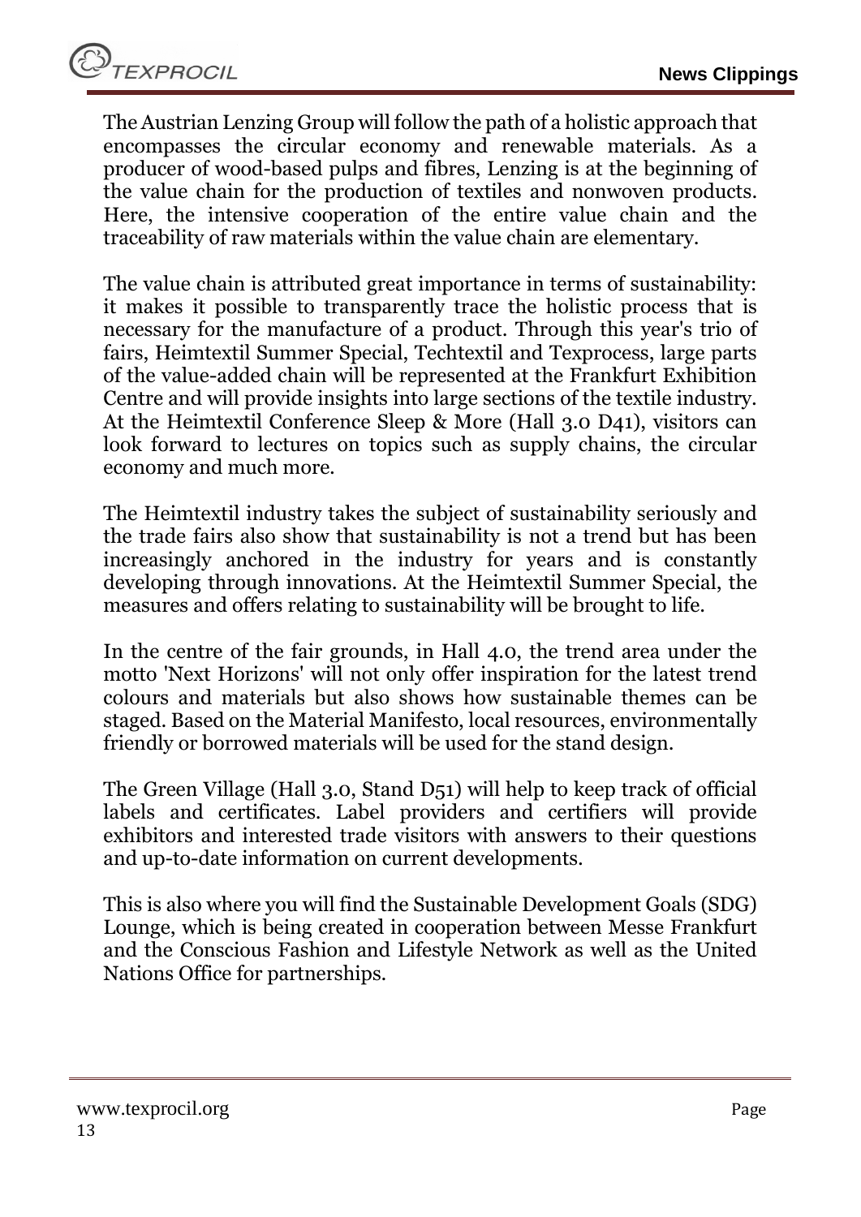The Austrian Lenzing Group will follow the path of a holistic approach that encompasses the circular economy and renewable materials. As a producer of wood-based pulps and fibres, Lenzing is at the beginning of the value chain for the production of textiles and nonwoven products. Here, the intensive cooperation of the entire value chain and the traceability of raw materials within the value chain are elementary.

The value chain is attributed great importance in terms of sustainability: it makes it possible to transparently trace the holistic process that is necessary for the manufacture of a product. Through this year's trio of fairs, Heimtextil Summer Special, Techtextil and Texprocess, large parts of the value-added chain will be represented at the Frankfurt Exhibition Centre and will provide insights into large sections of the textile industry. At the Heimtextil Conference Sleep & More (Hall 3.0 D41), visitors can look forward to lectures on topics such as supply chains, the circular economy and much more.

The Heimtextil industry takes the subject of sustainability seriously and the trade fairs also show that sustainability is not a trend but has been increasingly anchored in the industry for years and is constantly developing through innovations. At the Heimtextil Summer Special, the measures and offers relating to sustainability will be brought to life.

In the centre of the fair grounds, in Hall 4.0, the trend area under the motto 'Next Horizons' will not only offer inspiration for the latest trend colours and materials but also shows how sustainable themes can be staged. Based on the Material Manifesto, local resources, environmentally friendly or borrowed materials will be used for the stand design.

The Green Village (Hall 3.0, Stand D51) will help to keep track of official labels and certificates. Label providers and certifiers will provide exhibitors and interested trade visitors with answers to their questions and up-to-date information on current developments.

This is also where you will find the Sustainable Development Goals (SDG) Lounge, which is being created in cooperation between Messe Frankfurt and the Conscious Fashion and Lifestyle Network as well as the United Nations Office for partnerships.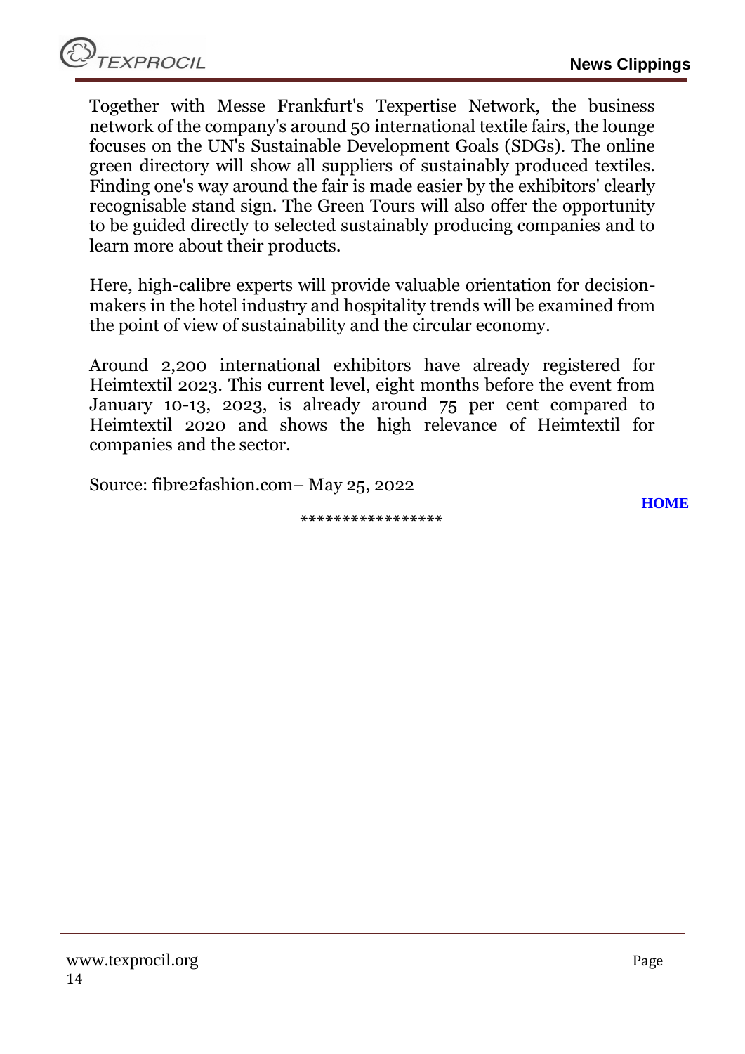Together with Messe Frankfurt's Texpertise Network, the business network of the company's around 50 international textile fairs, the lounge focuses on the UN's Sustainable Development Goals (SDGs). The online green directory will show all suppliers of sustainably produced textiles. Finding one's way around the fair is made easier by the exhibitors' clearly recognisable stand sign. The Green Tours will also offer the opportunity to be guided directly to selected sustainably producing companies and to learn more about their products.

Here, high-calibre experts will provide valuable orientation for decision-makers in the hotel industry and hospitality trends will be examined from the point of view of sustainability and the circular economy.

Around 2,200 international exhibitors have already registered for Heimtextil 2023. This current level, eight months before the event from January 10-13, 2023, is already around 75 per cent compared to Heimtextil 2020 and shows the high relevance of Heimtextil for companies and the sector.

Source: fibre2fashion.com– May 25, 2022

**HOME**

*****************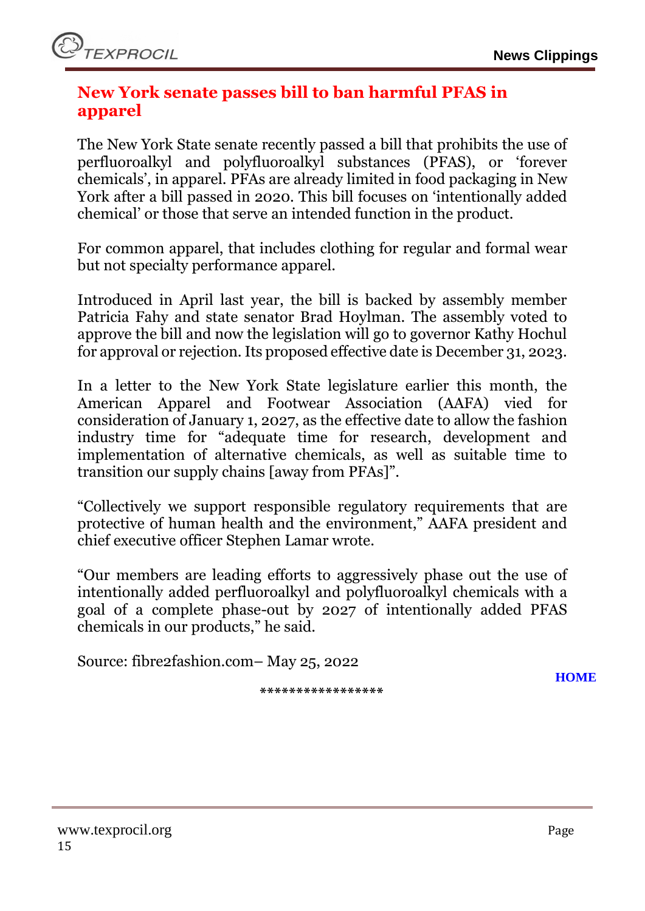## New York senate passes bill to ban harmful PFAS in apparel

The New York State senate recently passed a bill that prohibits the use of perfluoroalkyl and polyfluoroalkyl substances (PFAS), or 'forever chemicals', in apparel. PFAs are already limited in food packaging in New York after a bill passed in 2020. This bill focuses on 'intentionally added chemical' or those that serve an intended function in the product.

For common apparel, that includes clothing for regular and formal wear but not specialty performance apparel.

Introduced in April last year, the bill is backed by assembly member Patricia Fahy and state senator Brad Hoylman. The assembly voted to approve the bill and now the legislation will go to governor Kathy Hochul for approval or rejection. Its proposed effective date is December 31, 2023.

In a letter to the New York State legislature earlier this month, the American Apparel and Footwear Association (AAFA) vied for consideration of January 1, 2027, as the effective date to allow the fashion industry time for "adequate time for research, development and implementation of alternative chemicals, as well as suitable time to transition our supply chains [away from PFAs]".

"Collectively we support responsible regulatory requirements that are protective of human health and the environment," AAFA president and chief executive officer Stephen Lamar wrote.

"Our members are leading efforts to aggressively phase out the use of intentionally added perfluoroalkyl and polyfluoroalkyl chemicals with a goal of a complete phase-out by 2027 of intentionally added PFAS chemicals in our products," he said.

Source: fibre2fashion.com– May 25, 2022

HOME

*****************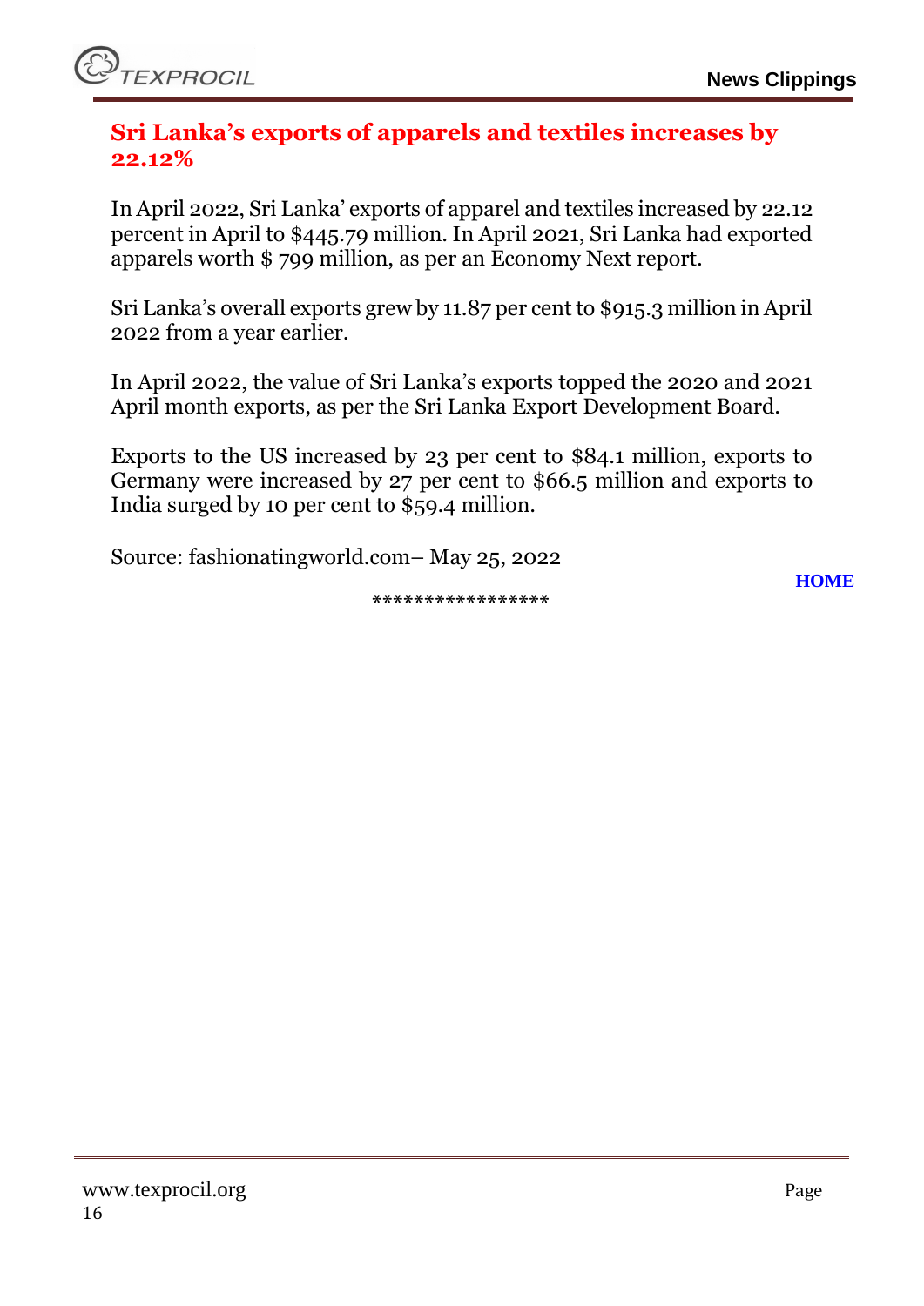## Sri Lanka's exports of apparels and textiles increases by 22.12%

In April 2022, Sri Lanka' exports of apparel and textiles increased by 22.12 percent in April to $445.79 million. In April 2021, Sri Lanka had exported apparels worth $ 799 million, as per an Economy Next report.

Sri Lanka's overall exports grew by 11.87 per cent to $915.3 million in April 2022 from a year earlier.

In April 2022, the value of Sri Lanka's exports topped the 2020 and 2021 April month exports, as per the Sri Lanka Export Development Board.

Exports to the US increased by 23 per cent to $84.1 million, exports to Germany were increased by 27 per cent to $66.5 million and exports to India surged by 10 per cent to $59.4 million.

Source: fashionatingworld.com– May 25, 2022

**HOME**

*****************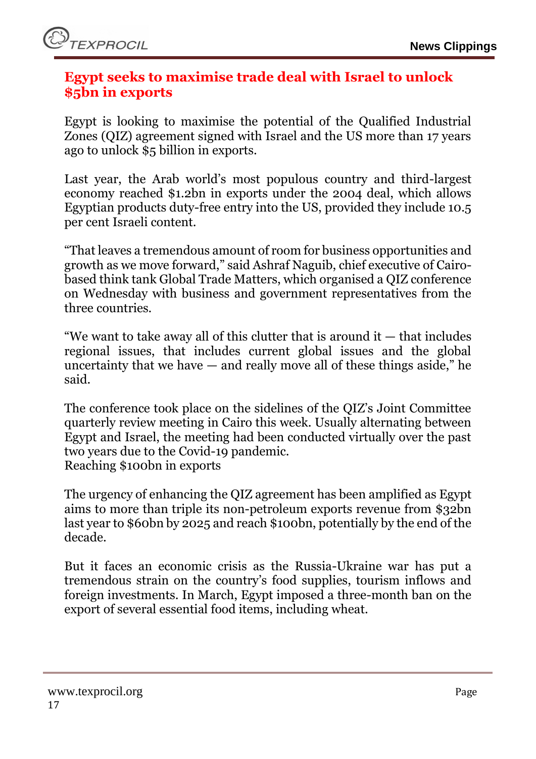## Egypt seeks to maximise trade deal with Israel to unlock $5bn in exports

Egypt is looking to maximise the potential of the Qualified Industrial Zones (QIZ) agreement signed with Israel and the US more than 17 years ago to unlock $5 billion in exports.

Last year, the Arab world's most populous country and third-largest economy reached $1.2bn in exports under the 2004 deal, which allows Egyptian products duty-free entry into the US, provided they include 10.5 per cent Israeli content.

"That leaves a tremendous amount of room for business opportunities and growth as we move forward," said Ashraf Naguib, chief executive of Cairo-based think tank Global Trade Matters, which organised a QIZ conference on Wednesday with business and government representatives from the three countries.

"We want to take away all of this clutter that is around it — that includes regional issues, that includes current global issues and the global uncertainty that we have — and really move all of these things aside," he said.

The conference took place on the sidelines of the QIZ's Joint Committee quarterly review meeting in Cairo this week. Usually alternating between Egypt and Israel, the meeting had been conducted virtually over the past two years due to the Covid-19 pandemic.

Reaching $100bn in exports

The urgency of enhancing the QIZ agreement has been amplified as Egypt aims to more than triple its non-petroleum exports revenue from $32bn last year to $60bn by 2025 and reach $100bn, potentially by the end of the decade.

But it faces an economic crisis as the Russia-Ukraine war has put a tremendous strain on the country's food supplies, tourism inflows and foreign investments. In March, Egypt imposed a three-month ban on the export of several essential food items, including wheat.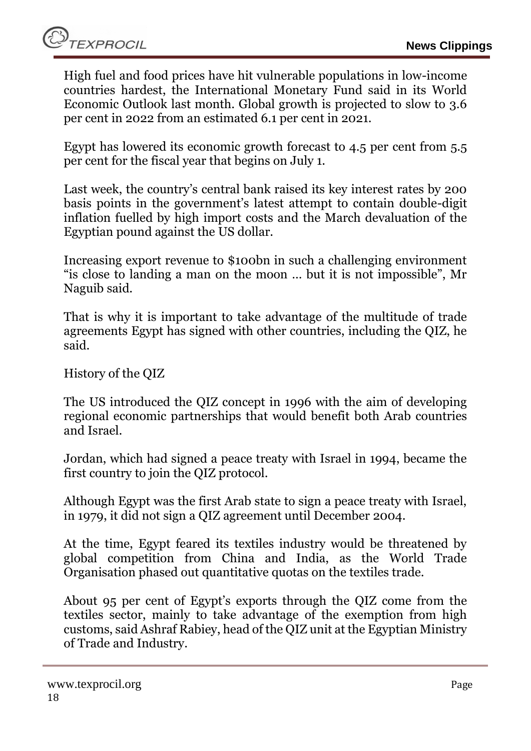High fuel and food prices have hit vulnerable populations in low-income countries hardest, the International Monetary Fund said in its World Economic Outlook last month. Global growth is projected to slow to 3.6 per cent in 2022 from an estimated 6.1 per cent in 2021.

Egypt has lowered its economic growth forecast to 4.5 per cent from 5.5 per cent for the fiscal year that begins on July 1.

Last week, the country's central bank raised its key interest rates by 200 basis points in the government's latest attempt to contain double-digit inflation fuelled by high import costs and the March devaluation of the Egyptian pound against the US dollar.

Increasing export revenue to $100bn in such a challenging environment "is close to landing a man on the moon … but it is not impossible", Mr Naguib said.

That is why it is important to take advantage of the multitude of trade agreements Egypt has signed with other countries, including the QIZ, he said.

History of the QIZ

The US introduced the QIZ concept in 1996 with the aim of developing regional economic partnerships that would benefit both Arab countries and Israel.

Jordan, which had signed a peace treaty with Israel in 1994, became the first country to join the QIZ protocol.

Although Egypt was the first Arab state to sign a peace treaty with Israel, in 1979, it did not sign a QIZ agreement until December 2004.

At the time, Egypt feared its textiles industry would be threatened by global competition from China and India, as the World Trade Organisation phased out quantitative quotas on the textiles trade.

About 95 per cent of Egypt's exports through the QIZ come from the textiles sector, mainly to take advantage of the exemption from high customs, said Ashraf Rabiey, head of the QIZ unit at the Egyptian Ministry of Trade and Industry.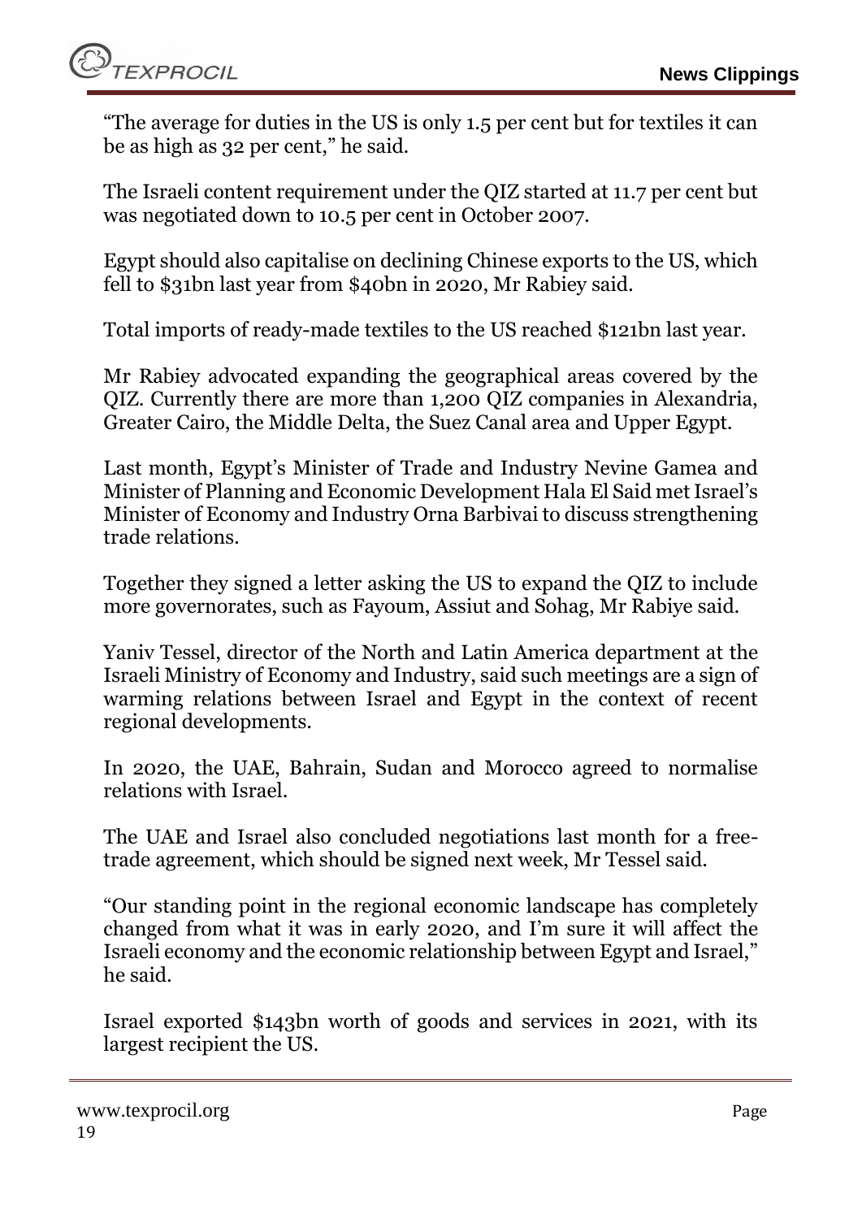"The average for duties in the US is only 1.5 per cent but for textiles it can be as high as 32 per cent," he said.

The Israeli content requirement under the QIZ started at 11.7 per cent but was negotiated down to 10.5 per cent in October 2007.

Egypt should also capitalise on declining Chinese exports to the US, which fell to $31bn last year from $40bn in 2020, Mr Rabiey said.

Total imports of ready-made textiles to the US reached $121bn last year.

Mr Rabiey advocated expanding the geographical areas covered by the QIZ. Currently there are more than 1,200 QIZ companies in Alexandria, Greater Cairo, the Middle Delta, the Suez Canal area and Upper Egypt.

Last month, Egypt's Minister of Trade and Industry Nevine Gamea and Minister of Planning and Economic Development Hala El Said met Israel's Minister of Economy and Industry Orna Barbivai to discuss strengthening trade relations.

Together they signed a letter asking the US to expand the QIZ to include more governorates, such as Fayoum, Assiut and Sohag, Mr Rabiye said.

Yaniv Tessel, director of the North and Latin America department at the Israeli Ministry of Economy and Industry, said such meetings are a sign of warming relations between Israel and Egypt in the context of recent regional developments.

In 2020, the UAE, Bahrain, Sudan and Morocco agreed to normalise relations with Israel.

The UAE and Israel also concluded negotiations last month for a free-trade agreement, which should be signed next week, Mr Tessel said.

"Our standing point in the regional economic landscape has completely changed from what it was in early 2020, and I'm sure it will affect the Israeli economy and the economic relationship between Egypt and Israel," he said.

Israel exported $143bn worth of goods and services in 2021, with its largest recipient the US.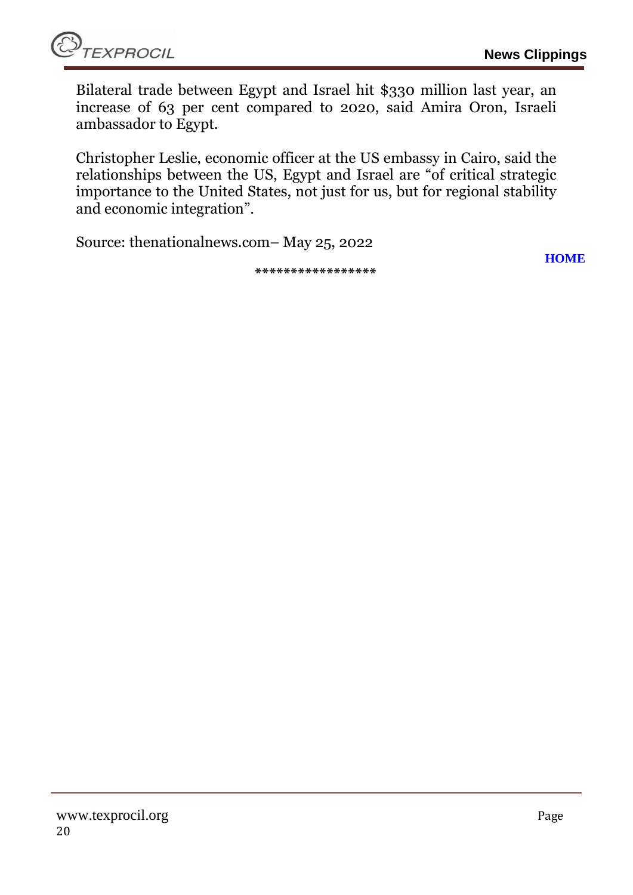Bilateral trade between Egypt and Israel hit $330 million last year, an increase of 63 per cent compared to 2020, said Amira Oron, Israeli ambassador to Egypt.

Christopher Leslie, economic officer at the US embassy in Cairo, said the relationships between the US, Egypt and Israel are "of critical strategic importance to the United States, not just for us, but for regional stability and economic integration".

Source: thenationalnews.com– May 25, 2022

**HOME**

*****************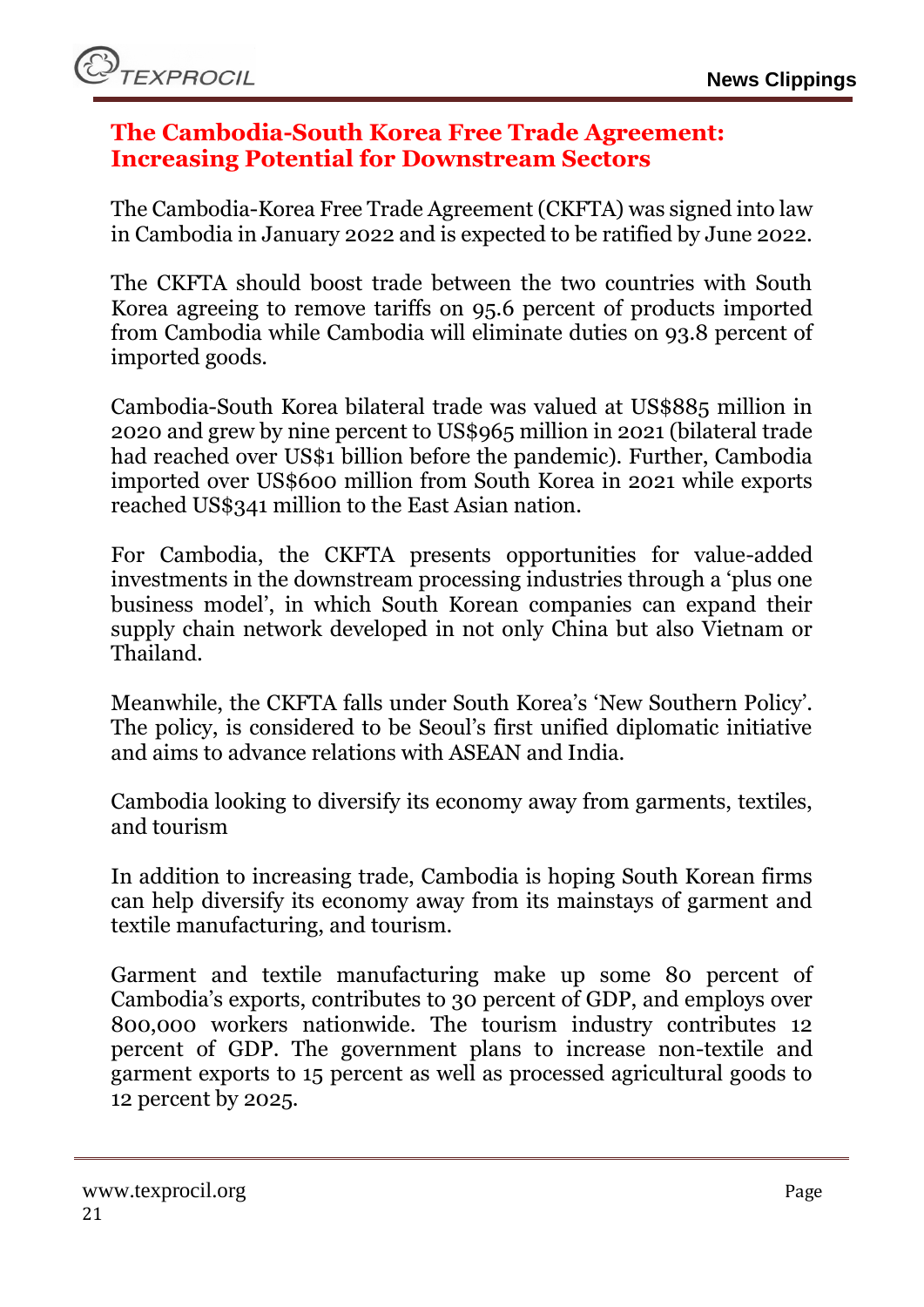## The Cambodia-South Korea Free Trade Agreement: Increasing Potential for Downstream Sectors

The Cambodia-Korea Free Trade Agreement (CKFTA) was signed into law in Cambodia in January 2022 and is expected to be ratified by June 2022.

The CKFTA should boost trade between the two countries with South Korea agreeing to remove tariffs on 95.6 percent of products imported from Cambodia while Cambodia will eliminate duties on 93.8 percent of imported goods.

Cambodia-South Korea bilateral trade was valued at US$885 million in 2020 and grew by nine percent to US$965 million in 2021 (bilateral trade had reached over US$1 billion before the pandemic). Further, Cambodia imported over US$600 million from South Korea in 2021 while exports reached US$341 million to the East Asian nation.

For Cambodia, the CKFTA presents opportunities for value-added investments in the downstream processing industries through a 'plus one business model', in which South Korean companies can expand their supply chain network developed in not only China but also Vietnam or Thailand.

Meanwhile, the CKFTA falls under South Korea's 'New Southern Policy'. The policy, is considered to be Seoul's first unified diplomatic initiative and aims to advance relations with ASEAN and India.

Cambodia looking to diversify its economy away from garments, textiles, and tourism

In addition to increasing trade, Cambodia is hoping South Korean firms can help diversify its economy away from its mainstays of garment and textile manufacturing, and tourism.

Garment and textile manufacturing make up some 80 percent of Cambodia's exports, contributes to 30 percent of GDP, and employs over 800,000 workers nationwide. The tourism industry contributes 12 percent of GDP. The government plans to increase non-textile and garment exports to 15 percent as well as processed agricultural goods to 12 percent by 2025.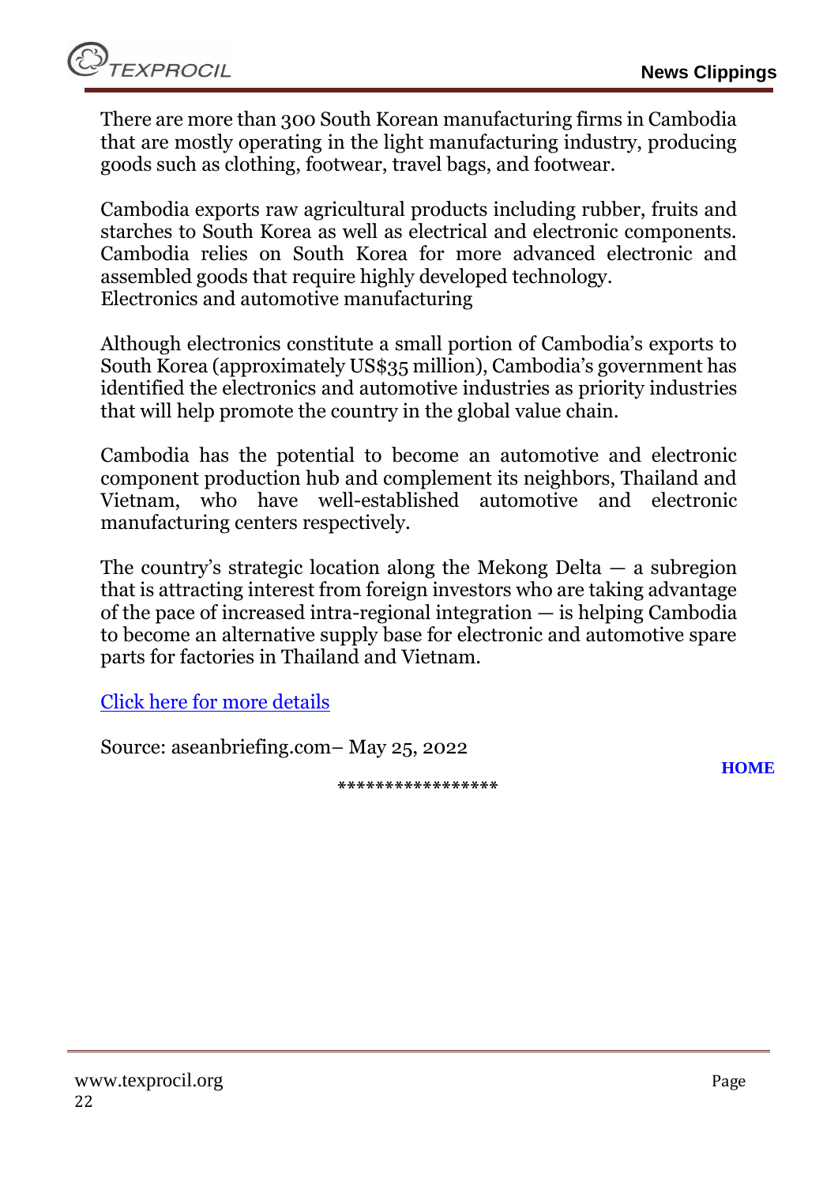There are more than 300 South Korean manufacturing firms in Cambodia that are mostly operating in the light manufacturing industry, producing goods such as clothing, footwear, travel bags, and footwear.

Cambodia exports raw agricultural products including rubber, fruits and starches to South Korea as well as electrical and electronic components. Cambodia relies on South Korea for more advanced electronic and assembled goods that require highly developed technology.
Electronics and automotive manufacturing

Although electronics constitute a small portion of Cambodia's exports to South Korea (approximately US$35 million), Cambodia's government has identified the electronics and automotive industries as priority industries that will help promote the country in the global value chain.

Cambodia has the potential to become an automotive and electronic component production hub and complement its neighbors, Thailand and Vietnam, who have well-established automotive and electronic manufacturing centers respectively.

The country's strategic location along the Mekong Delta — a subregion that is attracting interest from foreign investors who are taking advantage of the pace of increased intra-regional integration — is helping Cambodia to become an alternative supply base for electronic and automotive spare parts for factories in Thailand and Vietnam.

Click here for more details

Source: aseanbriefing.com– May 25, 2022

HOME

*****************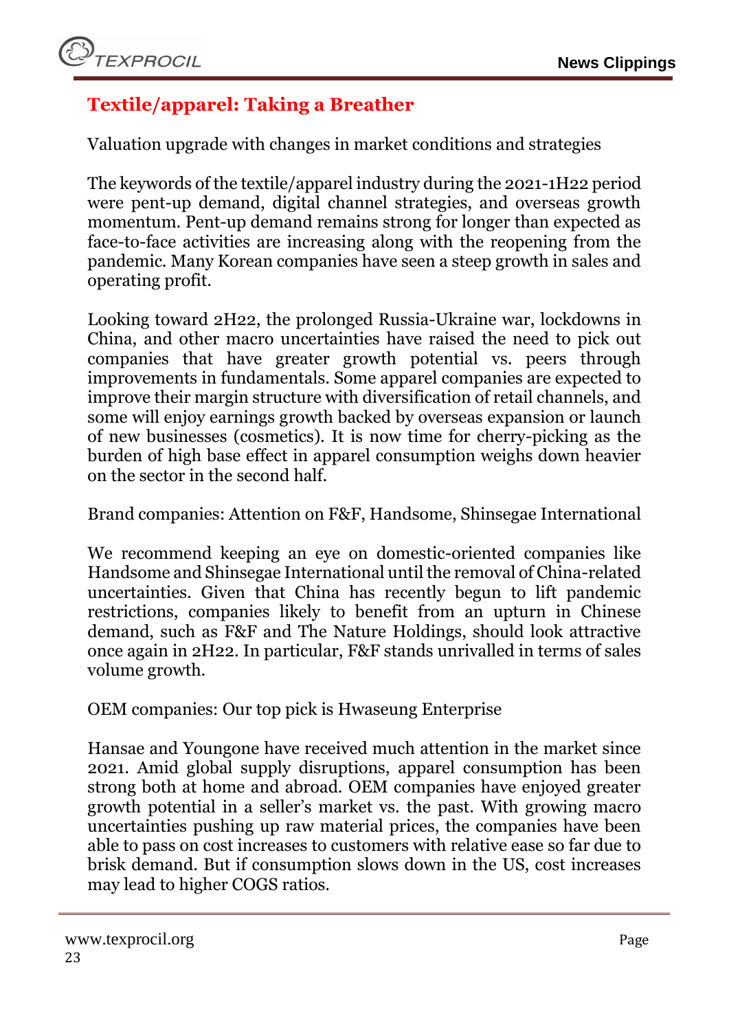## Textile/apparel: Taking a Breather

Valuation upgrade with changes in market conditions and strategies

The keywords of the textile/apparel industry during the 2021-1H22 period were pent-up demand, digital channel strategies, and overseas growth momentum. Pent-up demand remains strong for longer than expected as face-to-face activities are increasing along with the reopening from the pandemic. Many Korean companies have seen a steep growth in sales and operating profit.

Looking toward 2H22, the prolonged Russia-Ukraine war, lockdowns in China, and other macro uncertainties have raised the need to pick out companies that have greater growth potential vs. peers through improvements in fundamentals. Some apparel companies are expected to improve their margin structure with diversification of retail channels, and some will enjoy earnings growth backed by overseas expansion or launch of new businesses (cosmetics). It is now time for cherry-picking as the burden of high base effect in apparel consumption weighs down heavier on the sector in the second half.

Brand companies: Attention on F&F, Handsome, Shinsegae International

We recommend keeping an eye on domestic-oriented companies like Handsome and Shinsegae International until the removal of China-related uncertainties. Given that China has recently begun to lift pandemic restrictions, companies likely to benefit from an upturn in Chinese demand, such as F&F and The Nature Holdings, should look attractive once again in 2H22. In particular, F&F stands unrivalled in terms of sales volume growth.

OEM companies: Our top pick is Hwaseung Enterprise

Hansae and Youngone have received much attention in the market since 2021. Amid global supply disruptions, apparel consumption has been strong both at home and abroad. OEM companies have enjoyed greater growth potential in a seller's market vs. the past. With growing macro uncertainties pushing up raw material prices, the companies have been able to pass on cost increases to customers with relative ease so far due to brisk demand. But if consumption slows down in the US, cost increases may lead to higher COGS ratios.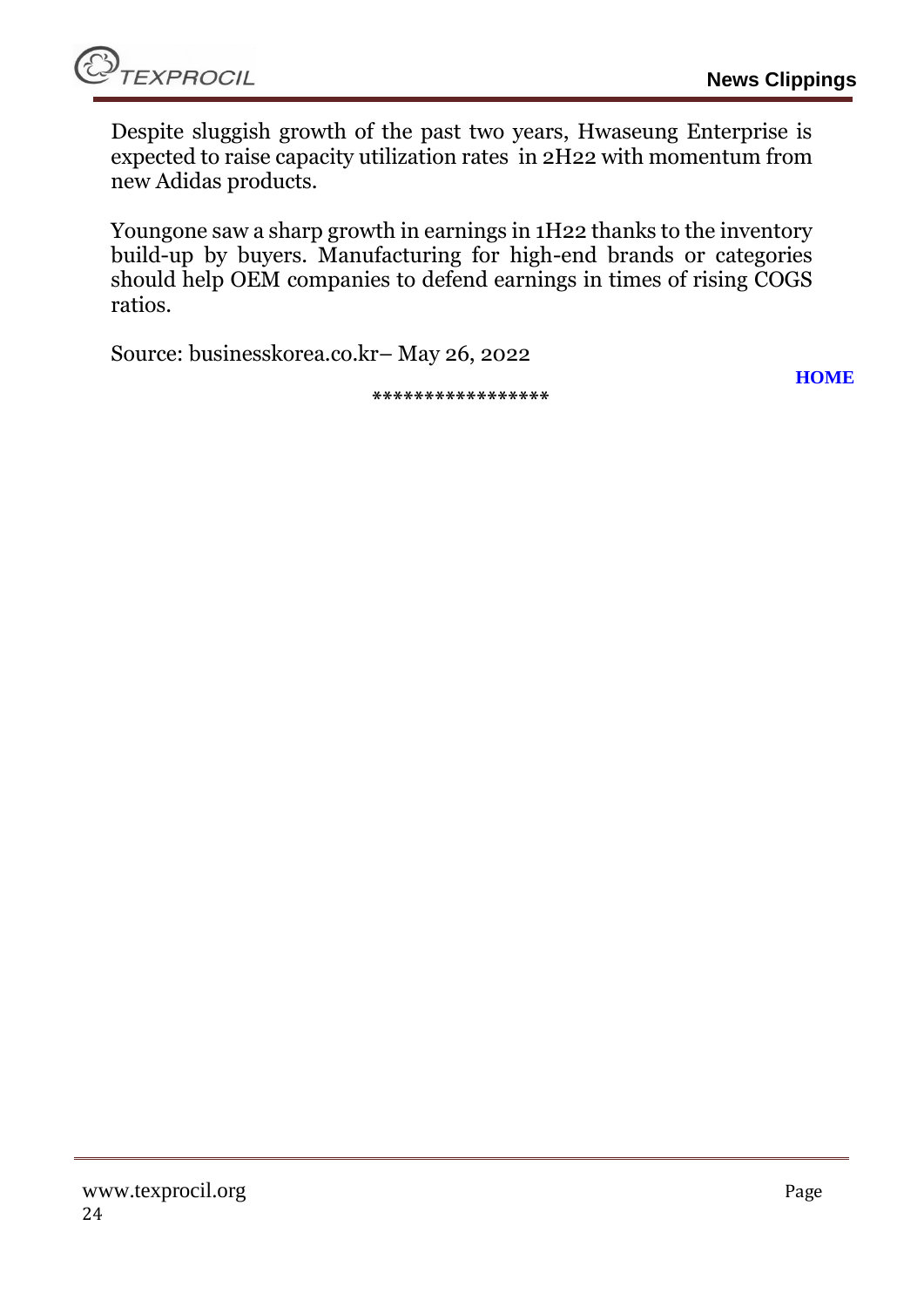Despite sluggish growth of the past two years, Hwaseung Enterprise is expected to raise capacity utilization rates in 2H22 with momentum from new Adidas products.

Youngone saw a sharp growth in earnings in 1H22 thanks to the inventory build-up by buyers. Manufacturing for high-end brands or categories should help OEM companies to defend earnings in times of rising COGS ratios.

Source: businesskorea.co.kr– May 26, 2022

**HOME**

*****************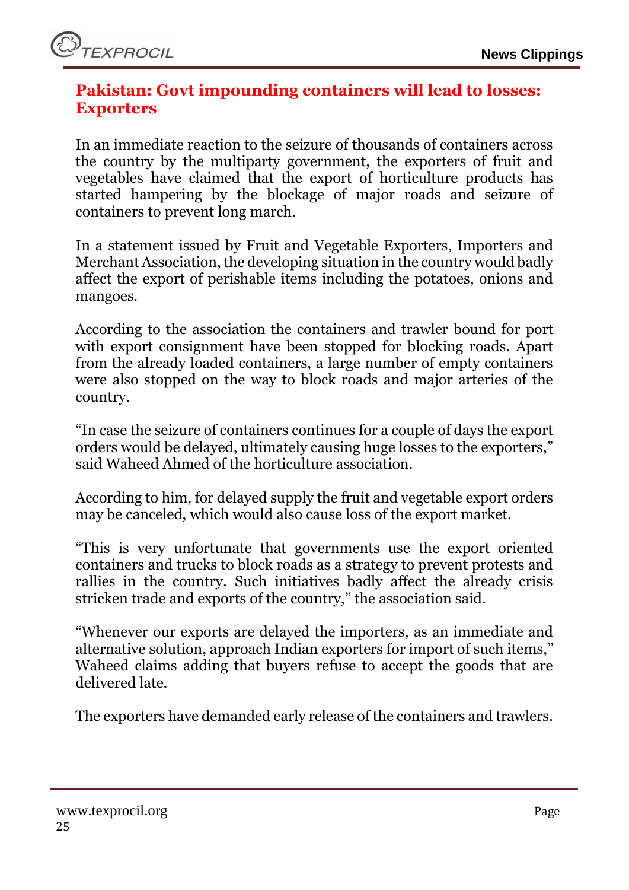## Pakistan: Govt impounding containers will lead to losses: Exporters

In an immediate reaction to the seizure of thousands of containers across the country by the multiparty government, the exporters of fruit and vegetables have claimed that the export of horticulture products has started hampering by the blockage of major roads and seizure of containers to prevent long march.

In a statement issued by Fruit and Vegetable Exporters, Importers and Merchant Association, the developing situation in the country would badly affect the export of perishable items including the potatoes, onions and mangoes.

According to the association the containers and trawler bound for port with export consignment have been stopped for blocking roads. Apart from the already loaded containers, a large number of empty containers were also stopped on the way to block roads and major arteries of the country.

"In case the seizure of containers continues for a couple of days the export orders would be delayed, ultimately causing huge losses to the exporters," said Waheed Ahmed of the horticulture association.

According to him, for delayed supply the fruit and vegetable export orders may be canceled, which would also cause loss of the export market.

"This is very unfortunate that governments use the export oriented containers and trucks to block roads as a strategy to prevent protests and rallies in the country. Such initiatives badly affect the already crisis stricken trade and exports of the country," the association said.

"Whenever our exports are delayed the importers, as an immediate and alternative solution, approach Indian exporters for import of such items," Waheed claims adding that buyers refuse to accept the goods that are delivered late.

The exporters have demanded early release of the containers and trawlers.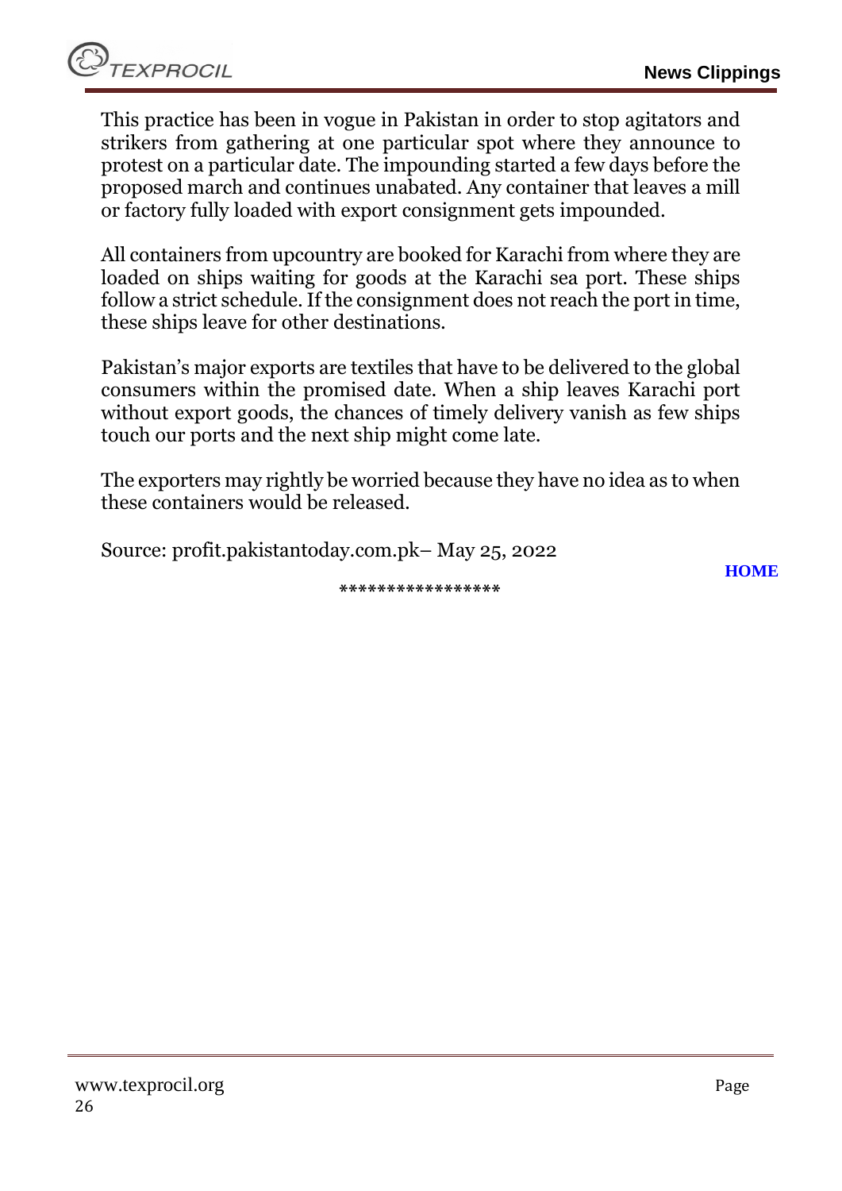This practice has been in vogue in Pakistan in order to stop agitators and strikers from gathering at one particular spot where they announce to protest on a particular date. The impounding started a few days before the proposed march and continues unabated. Any container that leaves a mill or factory fully loaded with export consignment gets impounded.

All containers from upcountry are booked for Karachi from where they are loaded on ships waiting for goods at the Karachi sea port. These ships follow a strict schedule. If the consignment does not reach the port in time, these ships leave for other destinations.

Pakistan's major exports are textiles that have to be delivered to the global consumers within the promised date. When a ship leaves Karachi port without export goods, the chances of timely delivery vanish as few ships touch our ports and the next ship might come late.

The exporters may rightly be worried because they have no idea as to when these containers would be released.

Source: profit.pakistantoday.com.pk– May 25, 2022

**HOME**

*****************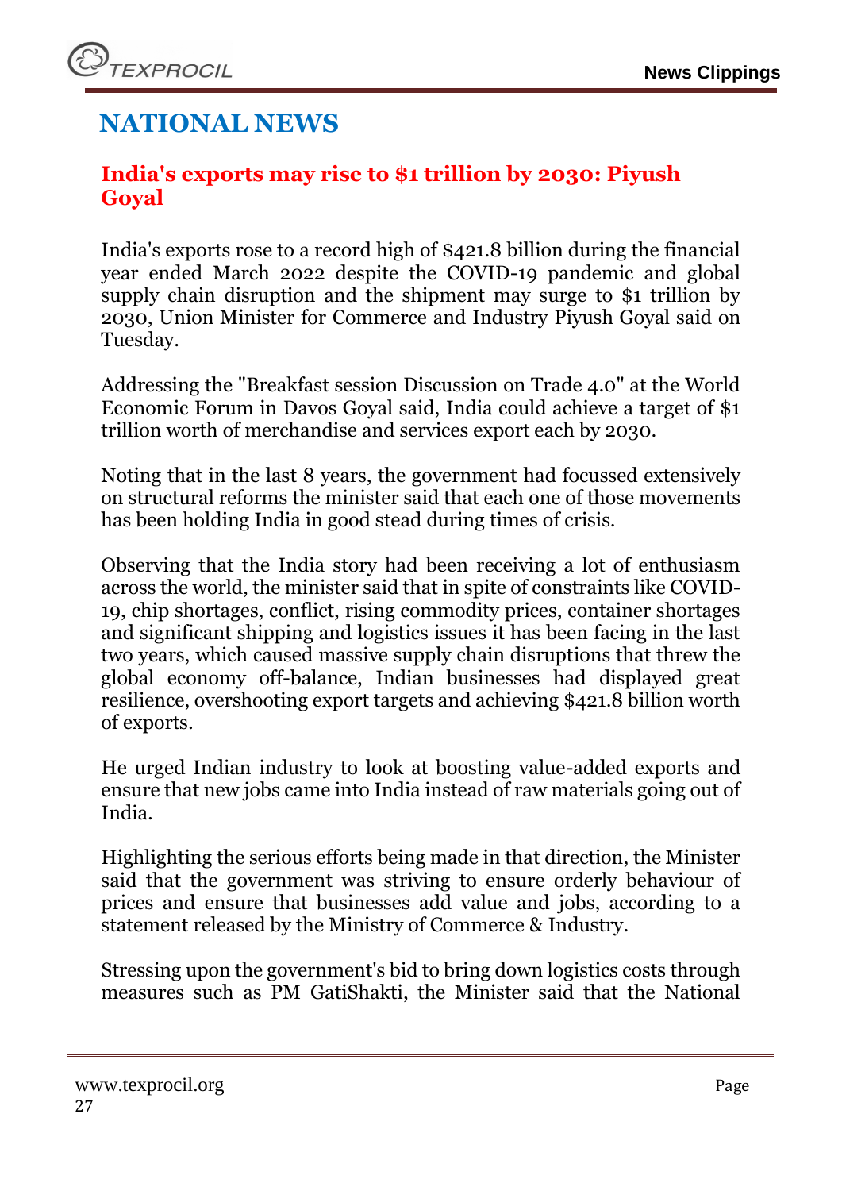# NATIONAL NEWS

## India's exports may rise to $1 trillion by 2030: Piyush Goyal

India's exports rose to a record high of $421.8 billion during the financial year ended March 2022 despite the COVID-19 pandemic and global supply chain disruption and the shipment may surge to $1 trillion by 2030, Union Minister for Commerce and Industry Piyush Goyal said on Tuesday.

Addressing the "Breakfast session Discussion on Trade 4.0" at the World Economic Forum in Davos Goyal said, India could achieve a target of $1 trillion worth of merchandise and services export each by 2030.

Noting that in the last 8 years, the government had focussed extensively on structural reforms the minister said that each one of those movements has been holding India in good stead during times of crisis.

Observing that the India story had been receiving a lot of enthusiasm across the world, the minister said that in spite of constraints like COVID-19, chip shortages, conflict, rising commodity prices, container shortages and significant shipping and logistics issues it has been facing in the last two years, which caused massive supply chain disruptions that threw the global economy off-balance, Indian businesses had displayed great resilience, overshooting export targets and achieving $421.8 billion worth of exports.

He urged Indian industry to look at boosting value-added exports and ensure that new jobs came into India instead of raw materials going out of India.

Highlighting the serious efforts being made in that direction, the Minister said that the government was striving to ensure orderly behaviour of prices and ensure that businesses add value and jobs, according to a statement released by the Ministry of Commerce & Industry.

Stressing upon the government's bid to bring down logistics costs through measures such as PM GatiShakti, the Minister said that the National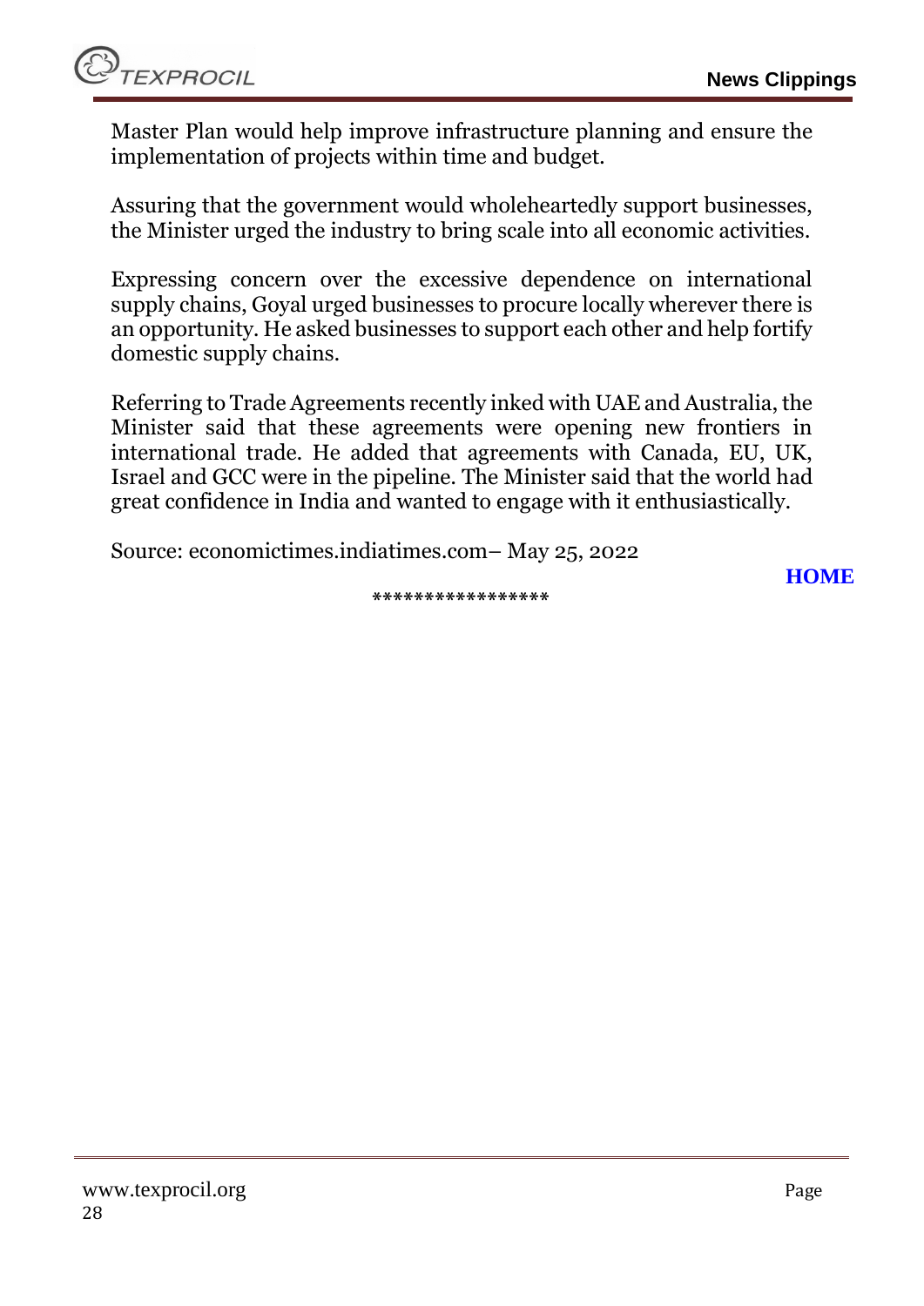Master Plan would help improve infrastructure planning and ensure the implementation of projects within time and budget.

Assuring that the government would wholeheartedly support businesses, the Minister urged the industry to bring scale into all economic activities.

Expressing concern over the excessive dependence on international supply chains, Goyal urged businesses to procure locally wherever there is an opportunity. He asked businesses to support each other and help fortify domestic supply chains.

Referring to Trade Agreements recently inked with UAE and Australia, the Minister said that these agreements were opening new frontiers in international trade. He added that agreements with Canada, EU, UK, Israel and GCC were in the pipeline. The Minister said that the world had great confidence in India and wanted to engage with it enthusiastically.

Source: economictimes.indiatimes.com– May 25, 2022

**HOME**

*****************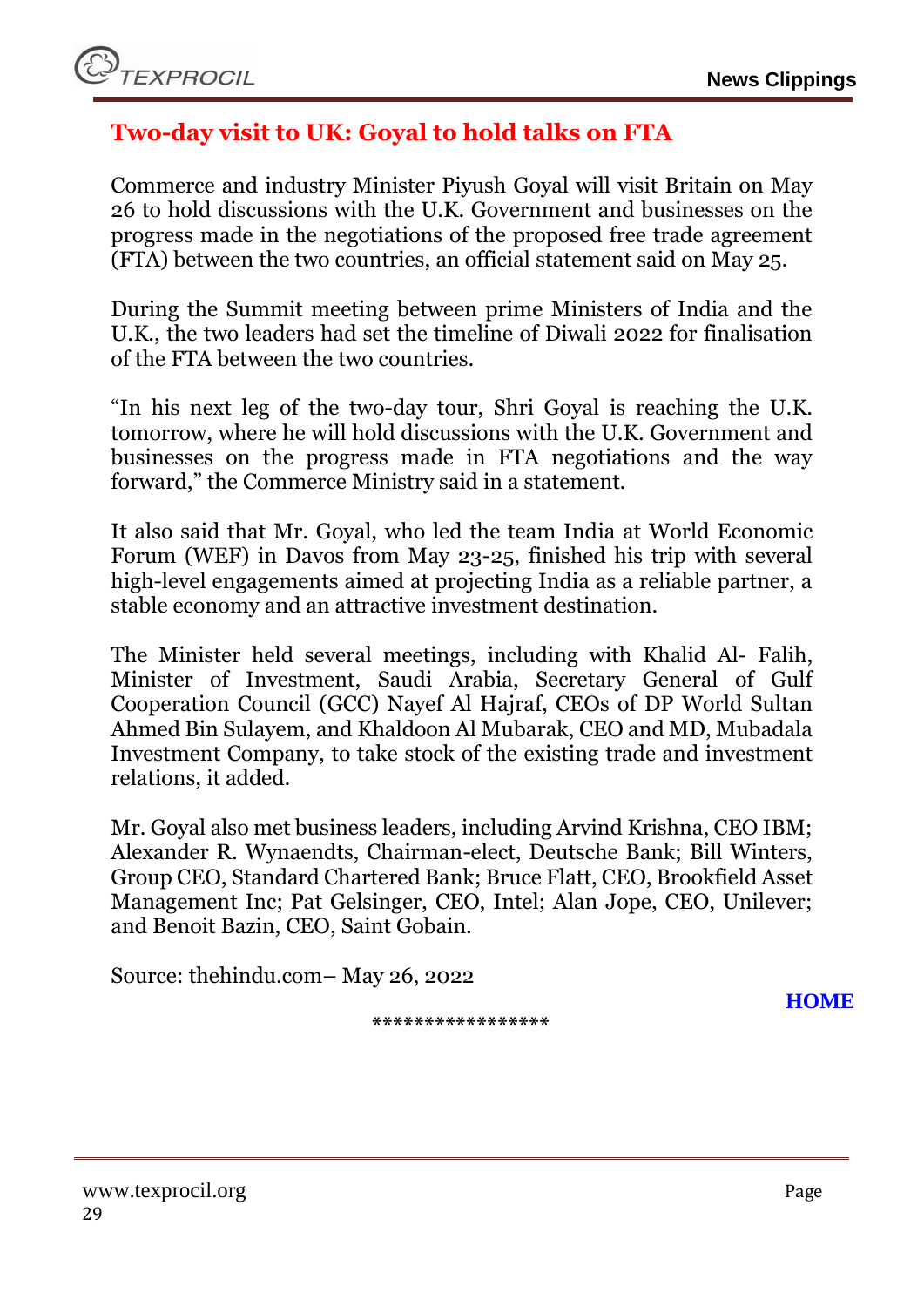## Two-day visit to UK: Goyal to hold talks on FTA

Commerce and industry Minister Piyush Goyal will visit Britain on May 26 to hold discussions with the U.K. Government and businesses on the progress made in the negotiations of the proposed free trade agreement (FTA) between the two countries, an official statement said on May 25.

During the Summit meeting between prime Ministers of India and the U.K., the two leaders had set the timeline of Diwali 2022 for finalisation of the FTA between the two countries.

"In his next leg of the two-day tour, Shri Goyal is reaching the U.K. tomorrow, where he will hold discussions with the U.K. Government and businesses on the progress made in FTA negotiations and the way forward," the Commerce Ministry said in a statement.

It also said that Mr. Goyal, who led the team India at World Economic Forum (WEF) in Davos from May 23-25, finished his trip with several high-level engagements aimed at projecting India as a reliable partner, a stable economy and an attractive investment destination.

The Minister held several meetings, including with Khalid Al- Falih, Minister of Investment, Saudi Arabia, Secretary General of Gulf Cooperation Council (GCC) Nayef Al Hajraf, CEOs of DP World Sultan Ahmed Bin Sulayem, and Khaldoon Al Mubarak, CEO and MD, Mubadala Investment Company, to take stock of the existing trade and investment relations, it added.

Mr. Goyal also met business leaders, including Arvind Krishna, CEO IBM; Alexander R. Wynaendts, Chairman-elect, Deutsche Bank; Bill Winters, Group CEO, Standard Chartered Bank; Bruce Flatt, CEO, Brookfield Asset Management Inc; Pat Gelsinger, CEO, Intel; Alan Jope, CEO, Unilever; and Benoit Bazin, CEO, Saint Gobain.

Source: thehindu.com– May 26, 2022

**HOME**

*****************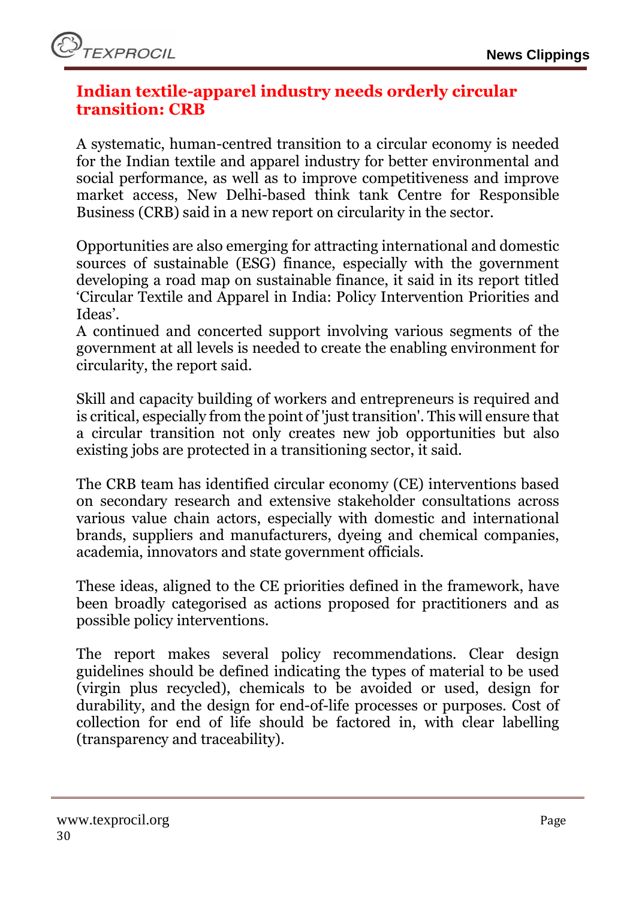# Indian textile-apparel industry needs orderly circular transition: CRB

A systematic, human-centred transition to a circular economy is needed for the Indian textile and apparel industry for better environmental and social performance, as well as to improve competitiveness and improve market access, New Delhi-based think tank Centre for Responsible Business (CRB) said in a new report on circularity in the sector.

Opportunities are also emerging for attracting international and domestic sources of sustainable (ESG) finance, especially with the government developing a road map on sustainable finance, it said in its report titled 'Circular Textile and Apparel in India: Policy Intervention Priorities and Ideas'.

A continued and concerted support involving various segments of the government at all levels is needed to create the enabling environment for circularity, the report said.

Skill and capacity building of workers and entrepreneurs is required and is critical, especially from the point of 'just transition'. This will ensure that a circular transition not only creates new job opportunities but also existing jobs are protected in a transitioning sector, it said.

The CRB team has identified circular economy (CE) interventions based on secondary research and extensive stakeholder consultations across various value chain actors, especially with domestic and international brands, suppliers and manufacturers, dyeing and chemical companies, academia, innovators and state government officials.

These ideas, aligned to the CE priorities defined in the framework, have been broadly categorised as actions proposed for practitioners and as possible policy interventions.

The report makes several policy recommendations. Clear design guidelines should be defined indicating the types of material to be used (virgin plus recycled), chemicals to be avoided or used, design for durability, and the design for end-of-life processes or purposes. Cost of collection for end of life should be factored in, with clear labelling (transparency and traceability).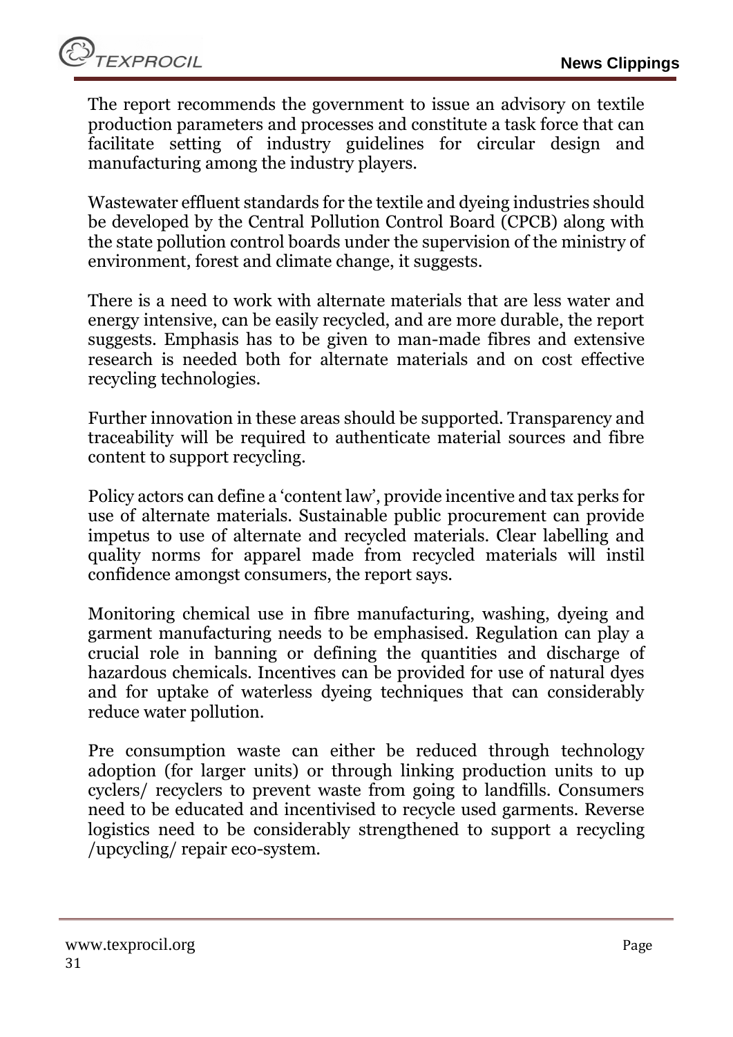The report recommends the government to issue an advisory on textile production parameters and processes and constitute a task force that can facilitate setting of industry guidelines for circular design and manufacturing among the industry players.

Wastewater effluent standards for the textile and dyeing industries should be developed by the Central Pollution Control Board (CPCB) along with the state pollution control boards under the supervision of the ministry of environment, forest and climate change, it suggests.

There is a need to work with alternate materials that are less water and energy intensive, can be easily recycled, and are more durable, the report suggests. Emphasis has to be given to man-made fibres and extensive research is needed both for alternate materials and on cost effective recycling technologies.

Further innovation in these areas should be supported. Transparency and traceability will be required to authenticate material sources and fibre content to support recycling.

Policy actors can define a 'content law', provide incentive and tax perks for use of alternate materials. Sustainable public procurement can provide impetus to use of alternate and recycled materials. Clear labelling and quality norms for apparel made from recycled materials will instil confidence amongst consumers, the report says.

Monitoring chemical use in fibre manufacturing, washing, dyeing and garment manufacturing needs to be emphasised. Regulation can play a crucial role in banning or defining the quantities and discharge of hazardous chemicals. Incentives can be provided for use of natural dyes and for uptake of waterless dyeing techniques that can considerably reduce water pollution.

Pre consumption waste can either be reduced through technology adoption (for larger units) or through linking production units to up cyclers/ recyclers to prevent waste from going to landfills. Consumers need to be educated and incentivised to recycle used garments. Reverse logistics need to be considerably strengthened to support a recycling /upcycling/ repair eco-system.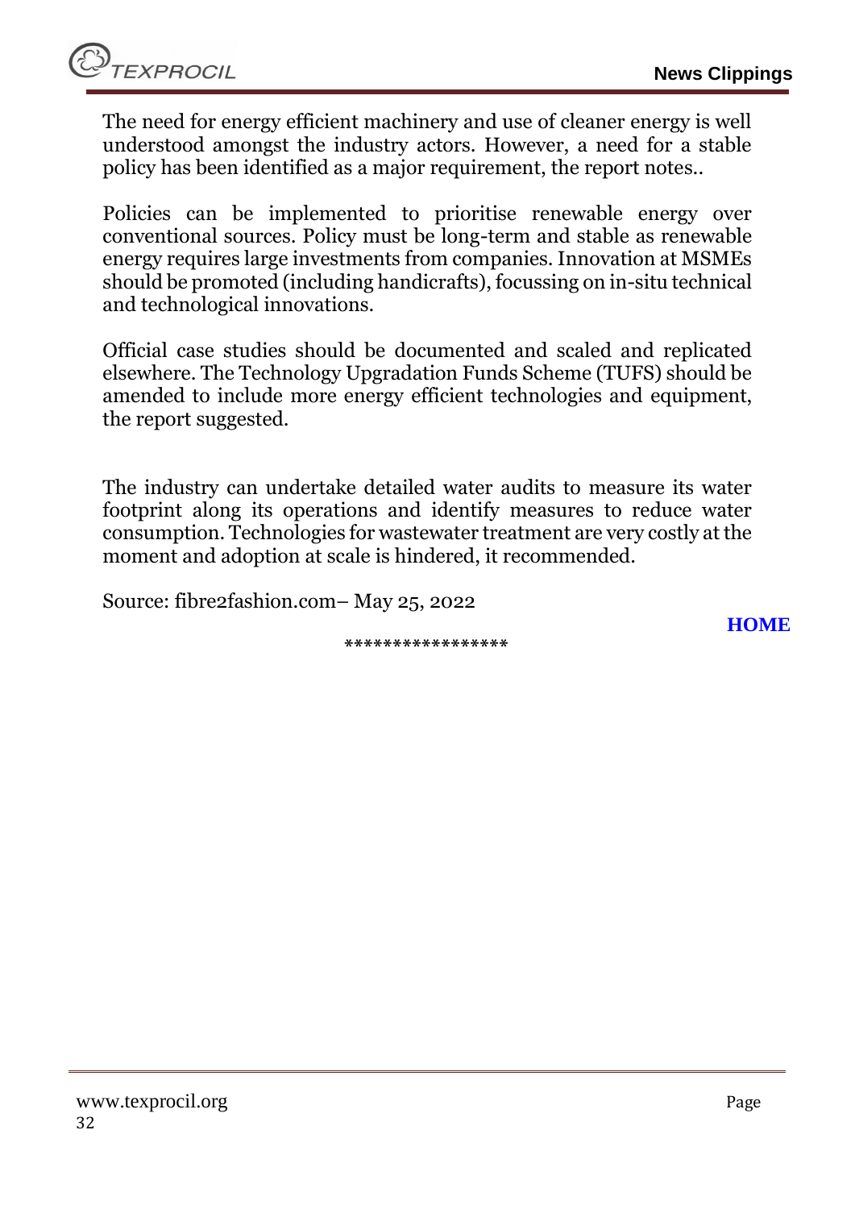The need for energy efficient machinery and use of cleaner energy is well understood amongst the industry actors. However, a need for a stable policy has been identified as a major requirement, the report notes..

Policies can be implemented to prioritise renewable energy over conventional sources. Policy must be long-term and stable as renewable energy requires large investments from companies. Innovation at MSMEs should be promoted (including handicrafts), focussing on in-situ technical and technological innovations.

Official case studies should be documented and scaled and replicated elsewhere. The Technology Upgradation Funds Scheme (TUFS) should be amended to include more energy efficient technologies and equipment, the report suggested.

The industry can undertake detailed water audits to measure its water footprint along its operations and identify measures to reduce water consumption. Technologies for wastewater treatment are very costly at the moment and adoption at scale is hindered, it recommended.

Source: fibre2fashion.com– May 25, 2022

**HOME**

*****************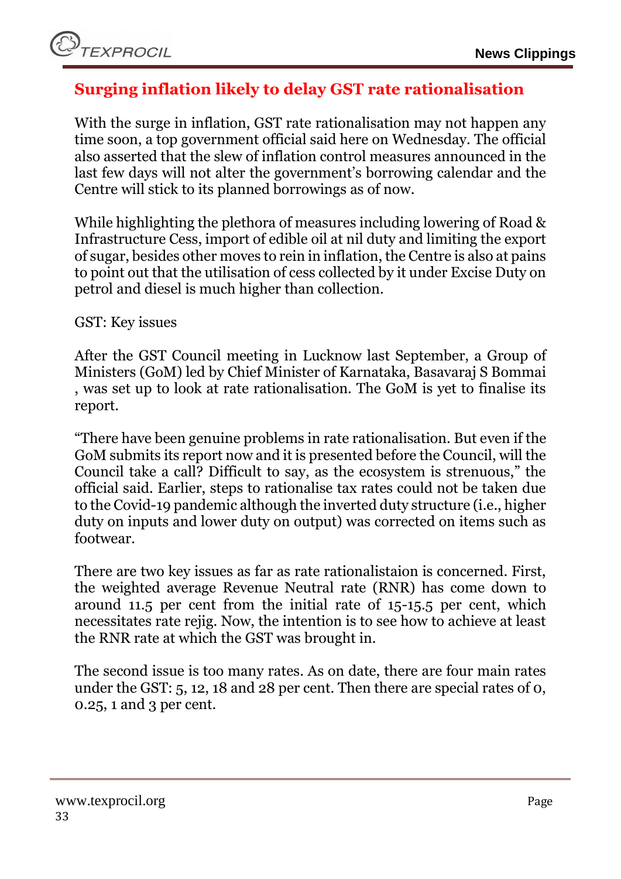## Surging inflation likely to delay GST rate rationalisation

With the surge in inflation, GST rate rationalisation may not happen any time soon, a top government official said here on Wednesday. The official also asserted that the slew of inflation control measures announced in the last few days will not alter the government's borrowing calendar and the Centre will stick to its planned borrowings as of now.

While highlighting the plethora of measures including lowering of Road & Infrastructure Cess, import of edible oil at nil duty and limiting the export of sugar, besides other moves to rein in inflation, the Centre is also at pains to point out that the utilisation of cess collected by it under Excise Duty on petrol and diesel is much higher than collection.

GST: Key issues

After the GST Council meeting in Lucknow last September, a Group of Ministers (GoM) led by Chief Minister of Karnataka, Basavaraj S Bommai , was set up to look at rate rationalisation. The GoM is yet to finalise its report.

"There have been genuine problems in rate rationalisation. But even if the GoM submits its report now and it is presented before the Council, will the Council take a call? Difficult to say, as the ecosystem is strenuous," the official said. Earlier, steps to rationalise tax rates could not be taken due to the Covid-19 pandemic although the inverted duty structure (i.e., higher duty on inputs and lower duty on output) was corrected on items such as footwear.

There are two key issues as far as rate rationalistaion is concerned. First, the weighted average Revenue Neutral rate (RNR) has come down to around 11.5 per cent from the initial rate of 15-15.5 per cent, which necessitates rate rejig. Now, the intention is to see how to achieve at least the RNR rate at which the GST was brought in.

The second issue is too many rates. As on date, there are four main rates under the GST: 5, 12, 18 and 28 per cent. Then there are special rates of 0, 0.25, 1 and 3 per cent.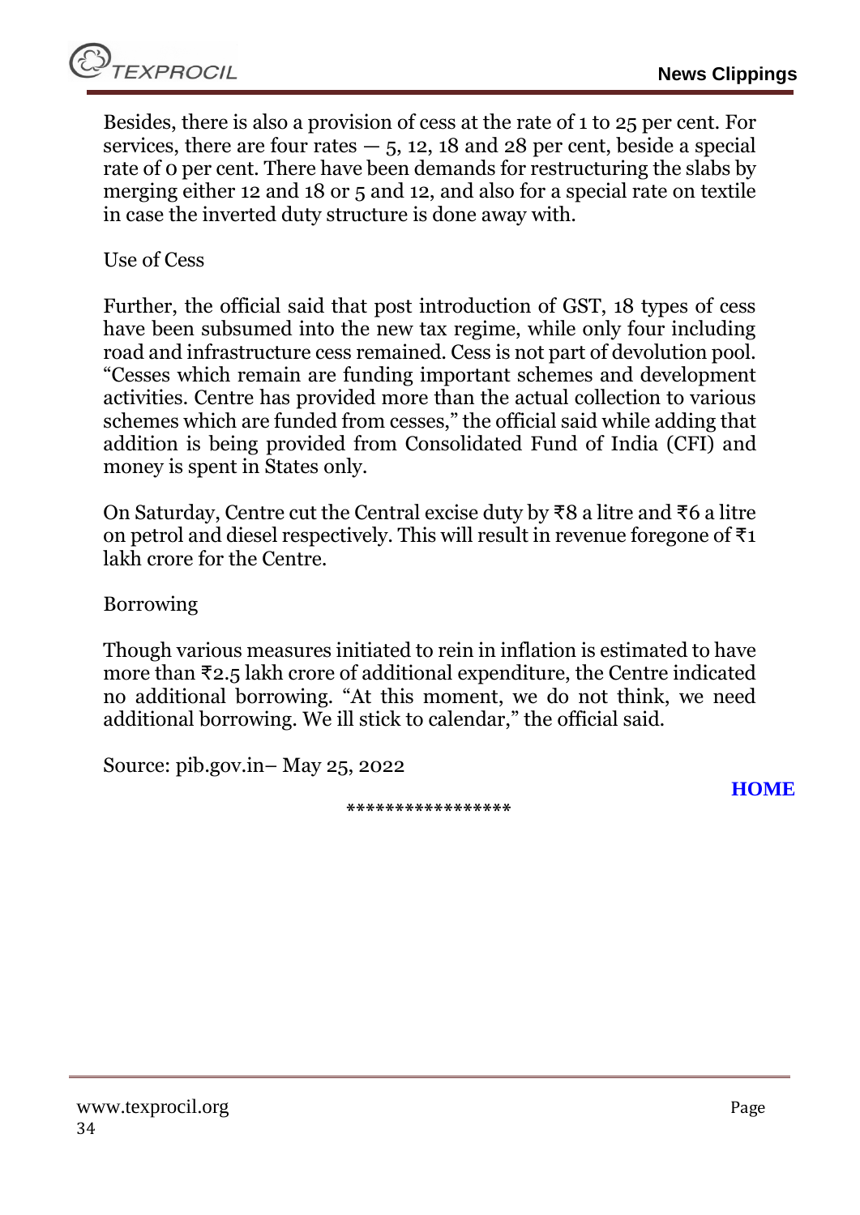Besides, there is also a provision of cess at the rate of 1 to 25 per cent. For services, there are four rates — 5, 12, 18 and 28 per cent, beside a special rate of 0 per cent. There have been demands for restructuring the slabs by merging either 12 and 18 or 5 and 12, and also for a special rate on textile in case the inverted duty structure is done away with.

Use of Cess

Further, the official said that post introduction of GST, 18 types of cess have been subsumed into the new tax regime, while only four including road and infrastructure cess remained. Cess is not part of devolution pool. "Cesses which remain are funding important schemes and development activities. Centre has provided more than the actual collection to various schemes which are funded from cesses," the official said while adding that addition is being provided from Consolidated Fund of India (CFI) and money is spent in States only.

On Saturday, Centre cut the Central excise duty by ₹8 a litre and ₹6 a litre on petrol and diesel respectively. This will result in revenue foregone of ₹1 lakh crore for the Centre.

Borrowing

Though various measures initiated to rein in inflation is estimated to have more than ₹2.5 lakh crore of additional expenditure, the Centre indicated no additional borrowing. "At this moment, we do not think, we need additional borrowing. We ill stick to calendar," the official said.

Source: pib.gov.in– May 25, 2022

**HOME**

*****************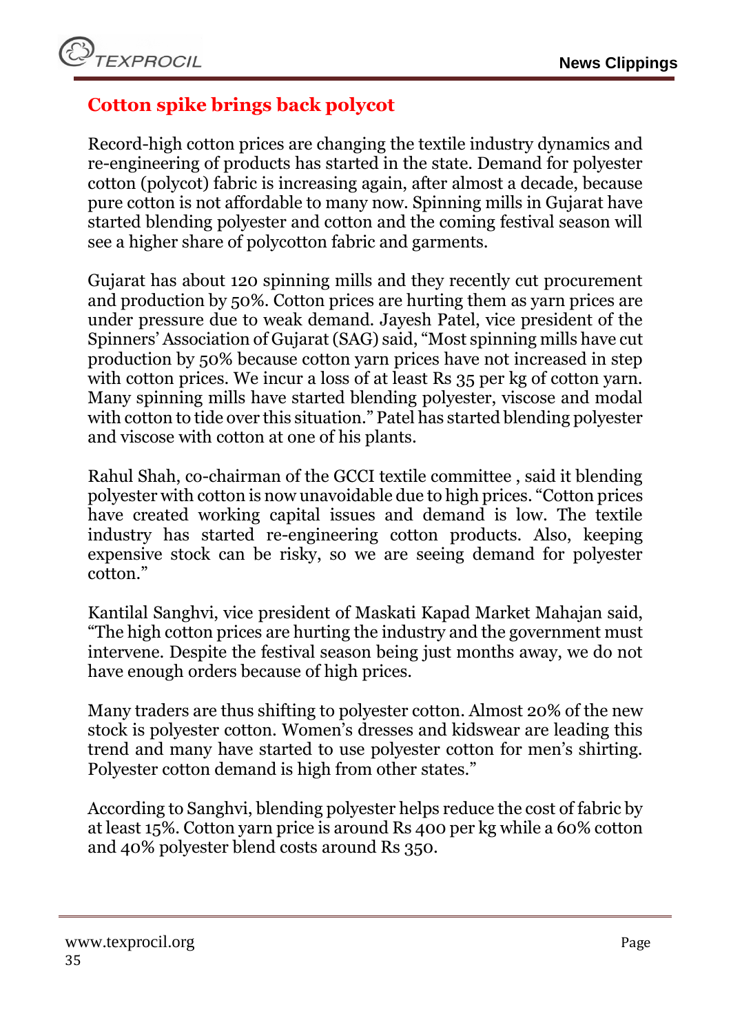## Cotton spike brings back polycot

Record-high cotton prices are changing the textile industry dynamics and re-engineering of products has started in the state. Demand for polyester cotton (polycot) fabric is increasing again, after almost a decade, because pure cotton is not affordable to many now. Spinning mills in Gujarat have started blending polyester and cotton and the coming festival season will see a higher share of polycotton fabric and garments.

Gujarat has about 120 spinning mills and they recently cut procurement and production by 50%. Cotton prices are hurting them as yarn prices are under pressure due to weak demand. Jayesh Patel, vice president of the Spinners' Association of Gujarat (SAG) said, "Most spinning mills have cut production by 50% because cotton yarn prices have not increased in step with cotton prices. We incur a loss of at least Rs 35 per kg of cotton yarn. Many spinning mills have started blending polyester, viscose and modal with cotton to tide over this situation." Patel has started blending polyester and viscose with cotton at one of his plants.

Rahul Shah, co-chairman of the GCCI textile committee , said it blending polyester with cotton is now unavoidable due to high prices. "Cotton prices have created working capital issues and demand is low. The textile industry has started re-engineering cotton products. Also, keeping expensive stock can be risky, so we are seeing demand for polyester cotton."

Kantilal Sanghvi, vice president of Maskati Kapad Market Mahajan said, "The high cotton prices are hurting the industry and the government must intervene. Despite the festival season being just months away, we do not have enough orders because of high prices.

Many traders are thus shifting to polyester cotton. Almost 20% of the new stock is polyester cotton. Women's dresses and kidswear are leading this trend and many have started to use polyester cotton for men's shirting. Polyester cotton demand is high from other states."

According to Sanghvi, blending polyester helps reduce the cost of fabric by at least 15%. Cotton yarn price is around Rs 400 per kg while a 60% cotton and 40% polyester blend costs around Rs 350.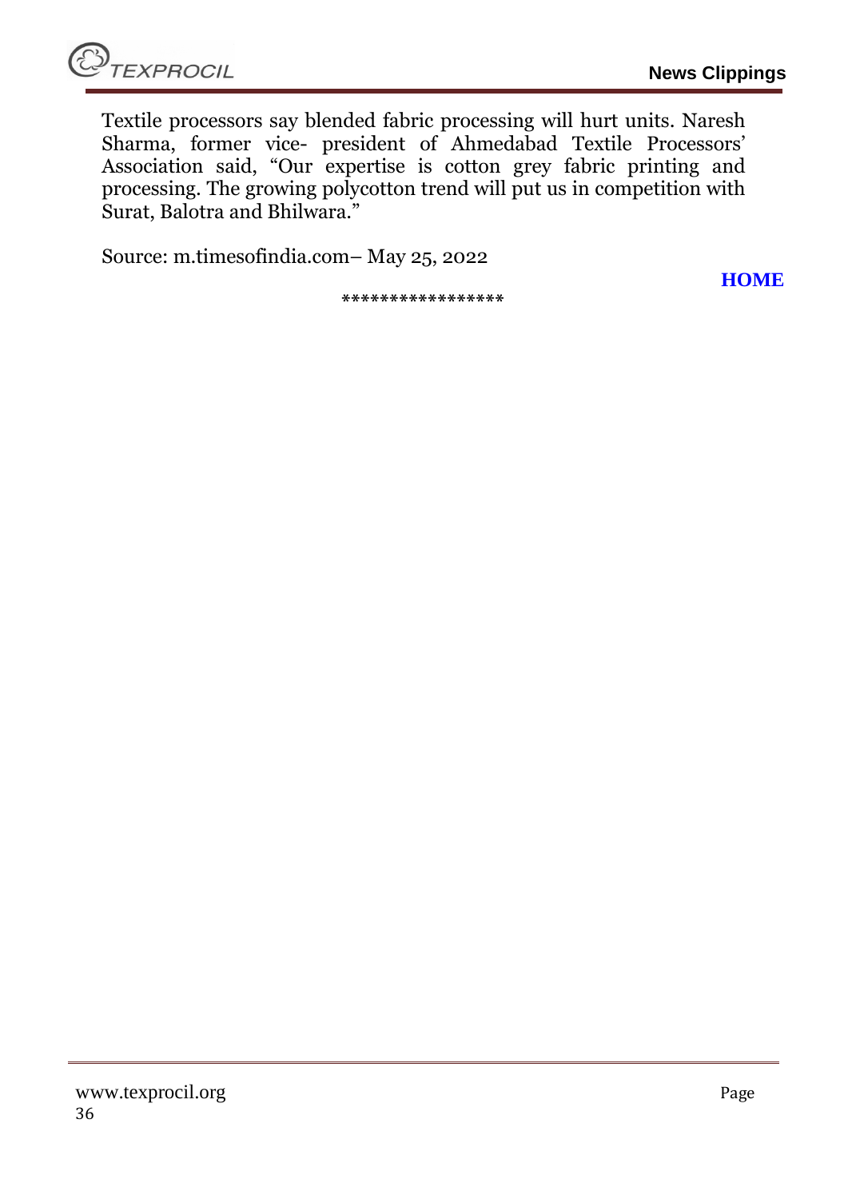Textile processors say blended fabric processing will hurt units. Naresh Sharma, former vice- president of Ahmedabad Textile Processors' Association said, "Our expertise is cotton grey fabric printing and processing. The growing polycotton trend will put us in competition with Surat, Balotra and Bhilwara."

Source: m.timesofindia.com– May 25, 2022

**HOME**

*****************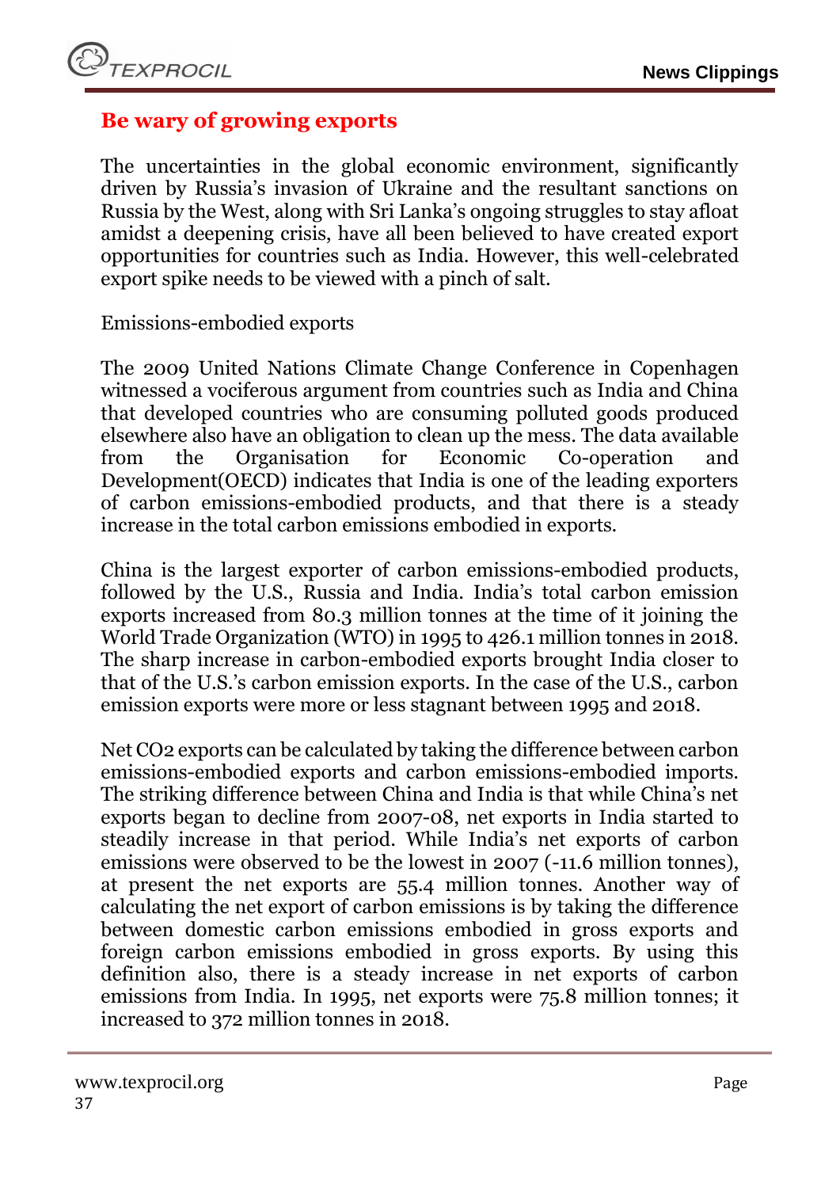## Be wary of growing exports

The uncertainties in the global economic environment, significantly driven by Russia's invasion of Ukraine and the resultant sanctions on Russia by the West, along with Sri Lanka's ongoing struggles to stay afloat amidst a deepening crisis, have all been believed to have created export opportunities for countries such as India. However, this well-celebrated export spike needs to be viewed with a pinch of salt.

Emissions-embodied exports

The 2009 United Nations Climate Change Conference in Copenhagen witnessed a vociferous argument from countries such as India and China that developed countries who are consuming polluted goods produced elsewhere also have an obligation to clean up the mess. The data available from the Organisation for Economic Co-operation and Development(OECD) indicates that India is one of the leading exporters of carbon emissions-embodied products, and that there is a steady increase in the total carbon emissions embodied in exports.

China is the largest exporter of carbon emissions-embodied products, followed by the U.S., Russia and India. India's total carbon emission exports increased from 80.3 million tonnes at the time of it joining the World Trade Organization (WTO) in 1995 to 426.1 million tonnes in 2018. The sharp increase in carbon-embodied exports brought India closer to that of the U.S.'s carbon emission exports. In the case of the U.S., carbon emission exports were more or less stagnant between 1995 and 2018.

Net $CO_2$ exports can be calculated by taking the difference between carbon emissions-embodied exports and carbon emissions-embodied imports. The striking difference between China and India is that while China's net exports began to decline from 2007-08, net exports in India started to steadily increase in that period. While India's net exports of carbon emissions were observed to be the lowest in 2007 (-11.6 million tonnes), at present the net exports are 55.4 million tonnes. Another way of calculating the net export of carbon emissions is by taking the difference between domestic carbon emissions embodied in gross exports and foreign carbon emissions embodied in gross exports. By using this definition also, there is a steady increase in net exports of carbon emissions from India. In 1995, net exports were 75.8 million tonnes; it increased to 372 million tonnes in 2018.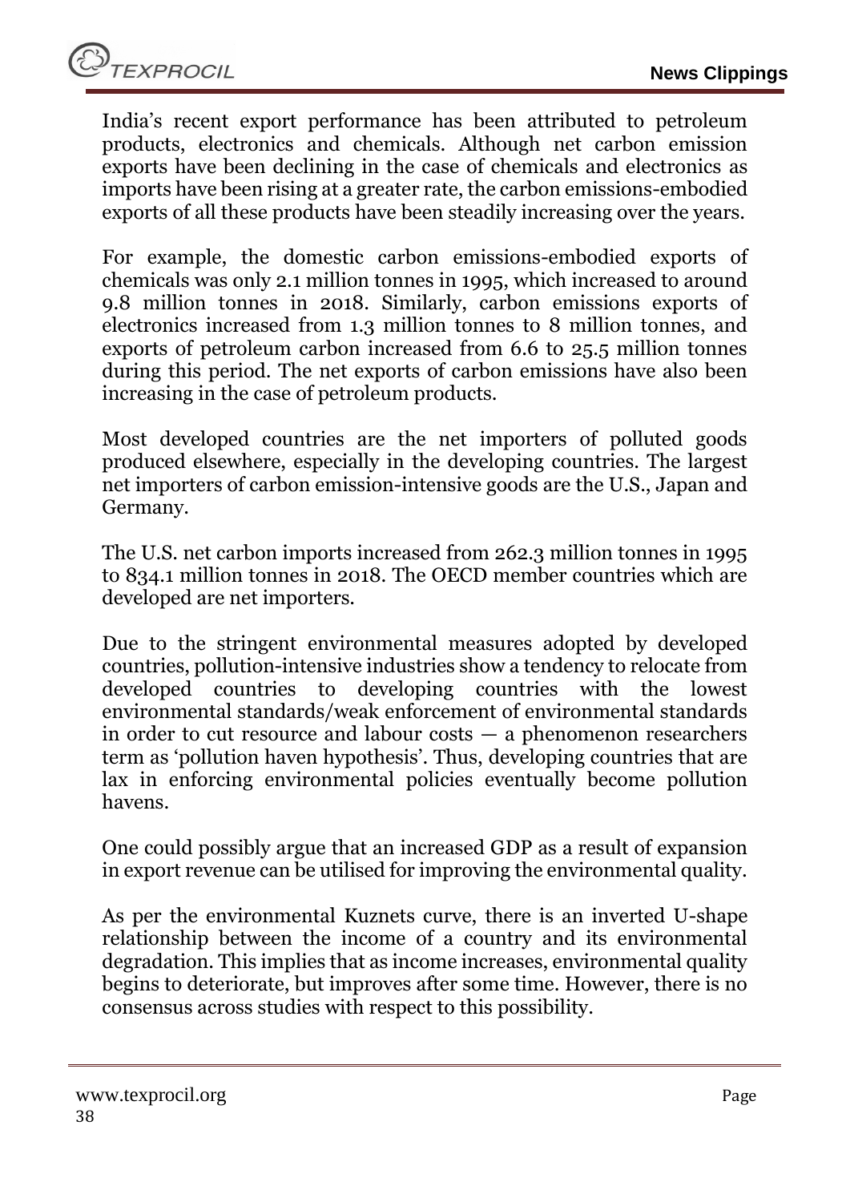India's recent export performance has been attributed to petroleum products, electronics and chemicals. Although net carbon emission exports have been declining in the case of chemicals and electronics as imports have been rising at a greater rate, the carbon emissions-embodied exports of all these products have been steadily increasing over the years.

For example, the domestic carbon emissions-embodied exports of chemicals was only 2.1 million tonnes in 1995, which increased to around 9.8 million tonnes in 2018. Similarly, carbon emissions exports of electronics increased from 1.3 million tonnes to 8 million tonnes, and exports of petroleum carbon increased from 6.6 to 25.5 million tonnes during this period. The net exports of carbon emissions have also been increasing in the case of petroleum products.

Most developed countries are the net importers of polluted goods produced elsewhere, especially in the developing countries. The largest net importers of carbon emission-intensive goods are the U.S., Japan and Germany.

The U.S. net carbon imports increased from 262.3 million tonnes in 1995 to 834.1 million tonnes in 2018. The OECD member countries which are developed are net importers.

Due to the stringent environmental measures adopted by developed countries, pollution-intensive industries show a tendency to relocate from developed countries to developing countries with the lowest environmental standards/weak enforcement of environmental standards in order to cut resource and labour costs — a phenomenon researchers term as 'pollution haven hypothesis'. Thus, developing countries that are lax in enforcing environmental policies eventually become pollution havens.

One could possibly argue that an increased GDP as a result of expansion in export revenue can be utilised for improving the environmental quality.

As per the environmental Kuznets curve, there is an inverted U-shape relationship between the income of a country and its environmental degradation. This implies that as income increases, environmental quality begins to deteriorate, but improves after some time. However, there is no consensus across studies with respect to this possibility.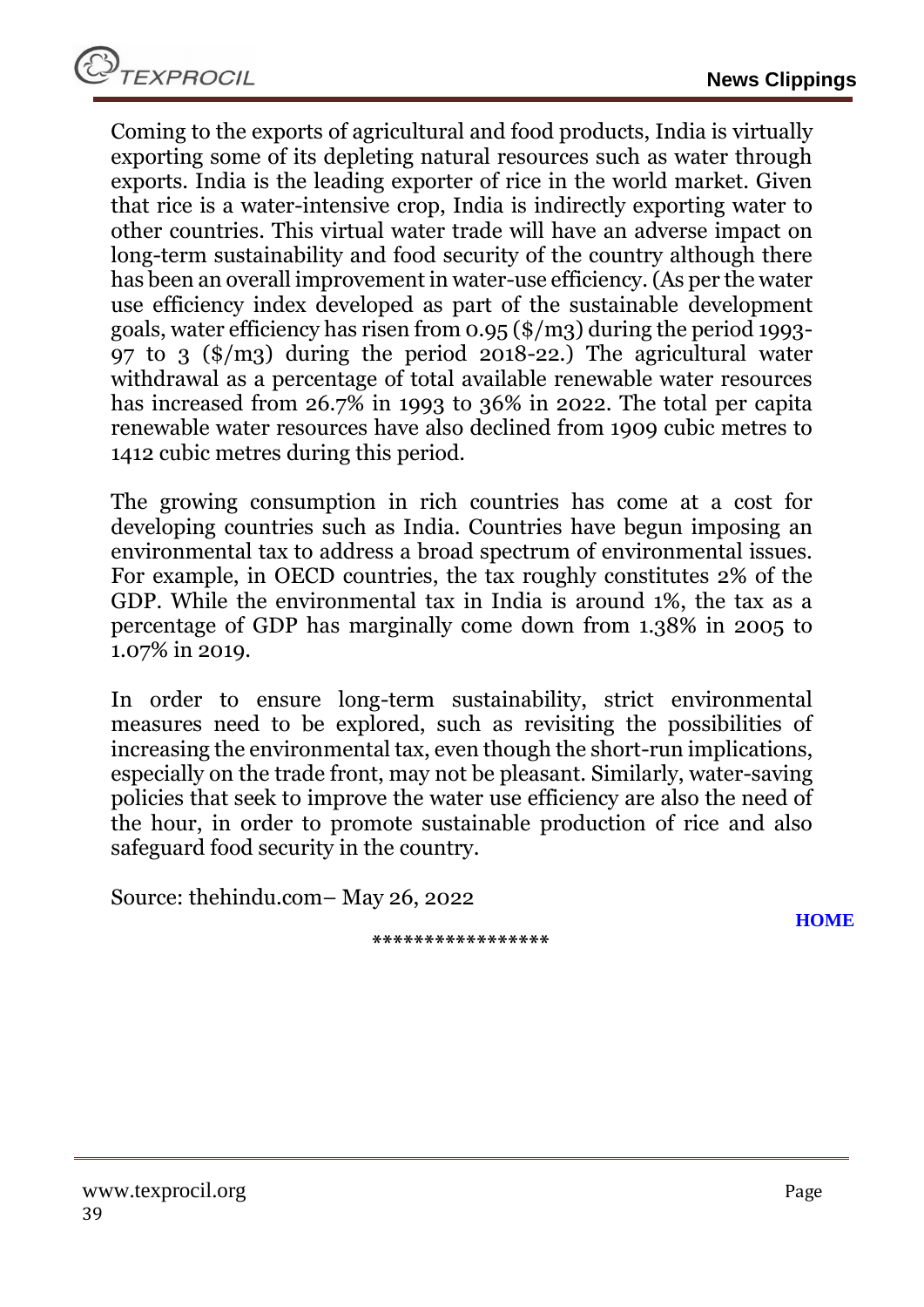Coming to the exports of agricultural and food products, India is virtually exporting some of its depleting natural resources such as water through exports. India is the leading exporter of rice in the world market. Given that rice is a water-intensive crop, India is indirectly exporting water to other countries. This virtual water trade will have an adverse impact on long-term sustainability and food security of the country although there has been an overall improvement in water-use efficiency. (As per the water use efficiency index developed as part of the sustainable development goals, water efficiency has risen from 0.95 ($/m3) during the period 1993-97 to 3 ($/m3) during the period 2018-22.) The agricultural water withdrawal as a percentage of total available renewable water resources has increased from 26.7% in 1993 to 36% in 2022. The total per capita renewable water resources have also declined from 1909 cubic metres to 1412 cubic metres during this period.

The growing consumption in rich countries has come at a cost for developing countries such as India. Countries have begun imposing an environmental tax to address a broad spectrum of environmental issues. For example, in OECD countries, the tax roughly constitutes 2% of the GDP. While the environmental tax in India is around 1%, the tax as a percentage of GDP has marginally come down from 1.38% in 2005 to 1.07% in 2019.

In order to ensure long-term sustainability, strict environmental measures need to be explored, such as revisiting the possibilities of increasing the environmental tax, even though the short-run implications, especially on the trade front, may not be pleasant. Similarly, water-saving policies that seek to improve the water use efficiency are also the need of the hour, in order to promote sustainable production of rice and also safeguard food security in the country.

Source: thehindu.com– May 26, 2022

HOME

*****************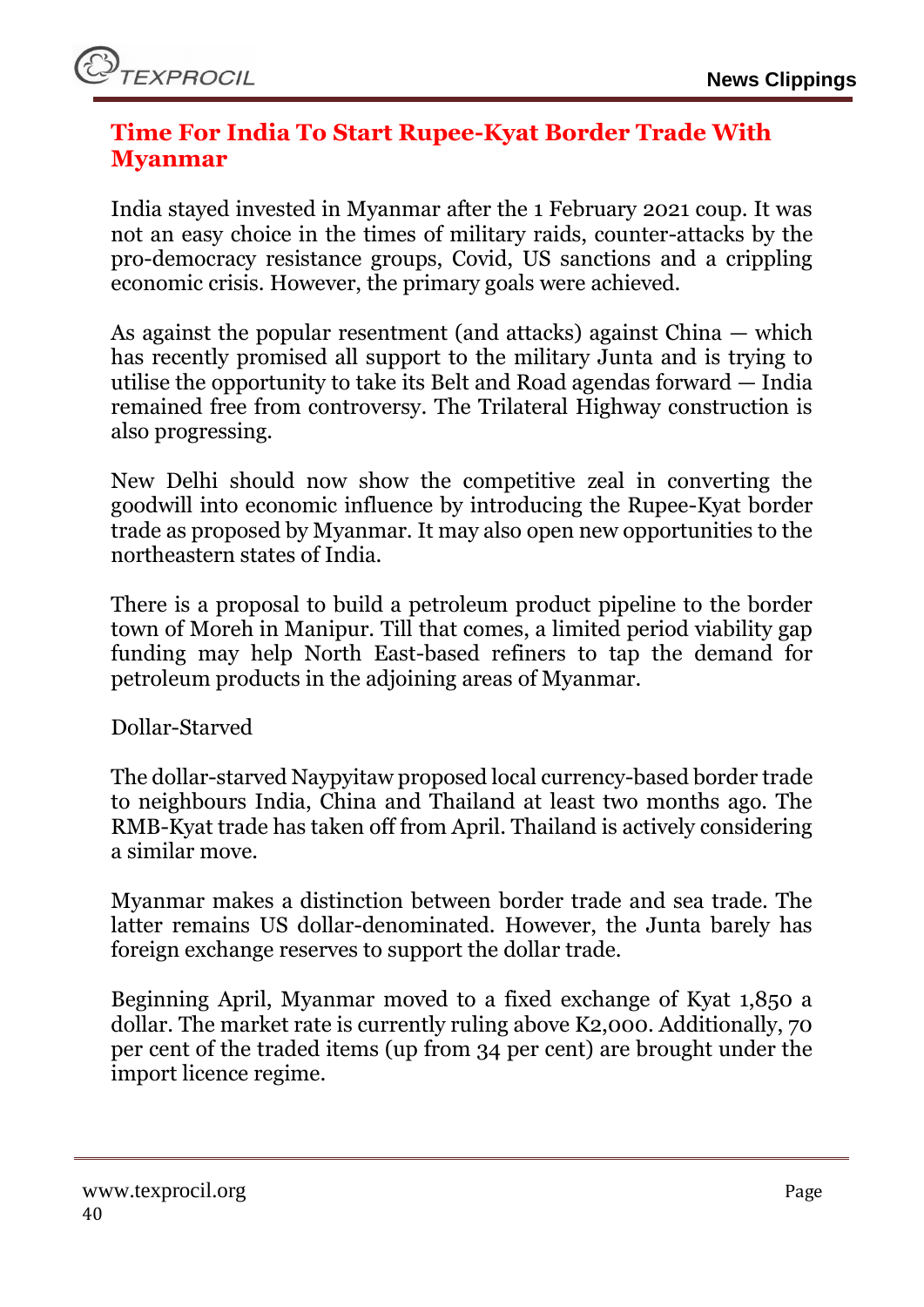## Time For India To Start Rupee-Kyat Border Trade With Myanmar

India stayed invested in Myanmar after the 1 February 2021 coup. It was not an easy choice in the times of military raids, counter-attacks by the pro-democracy resistance groups, Covid, US sanctions and a crippling economic crisis. However, the primary goals were achieved.

As against the popular resentment (and attacks) against China — which has recently promised all support to the military Junta and is trying to utilise the opportunity to take its Belt and Road agendas forward — India remained free from controversy. The Trilateral Highway construction is also progressing.

New Delhi should now show the competitive zeal in converting the goodwill into economic influence by introducing the Rupee-Kyat border trade as proposed by Myanmar. It may also open new opportunities to the northeastern states of India.

There is a proposal to build a petroleum product pipeline to the border town of Moreh in Manipur. Till that comes, a limited period viability gap funding may help North East-based refiners to tap the demand for petroleum products in the adjoining areas of Myanmar.

Dollar-Starved

The dollar-starved Naypyitaw proposed local currency-based border trade to neighbours India, China and Thailand at least two months ago. The RMB-Kyat trade has taken off from April. Thailand is actively considering a similar move.

Myanmar makes a distinction between border trade and sea trade. The latter remains US dollar-denominated. However, the Junta barely has foreign exchange reserves to support the dollar trade.

Beginning April, Myanmar moved to a fixed exchange of Kyat 1,850 a dollar. The market rate is currently ruling above K2,000. Additionally, 70 per cent of the traded items (up from 34 per cent) are brought under the import licence regime.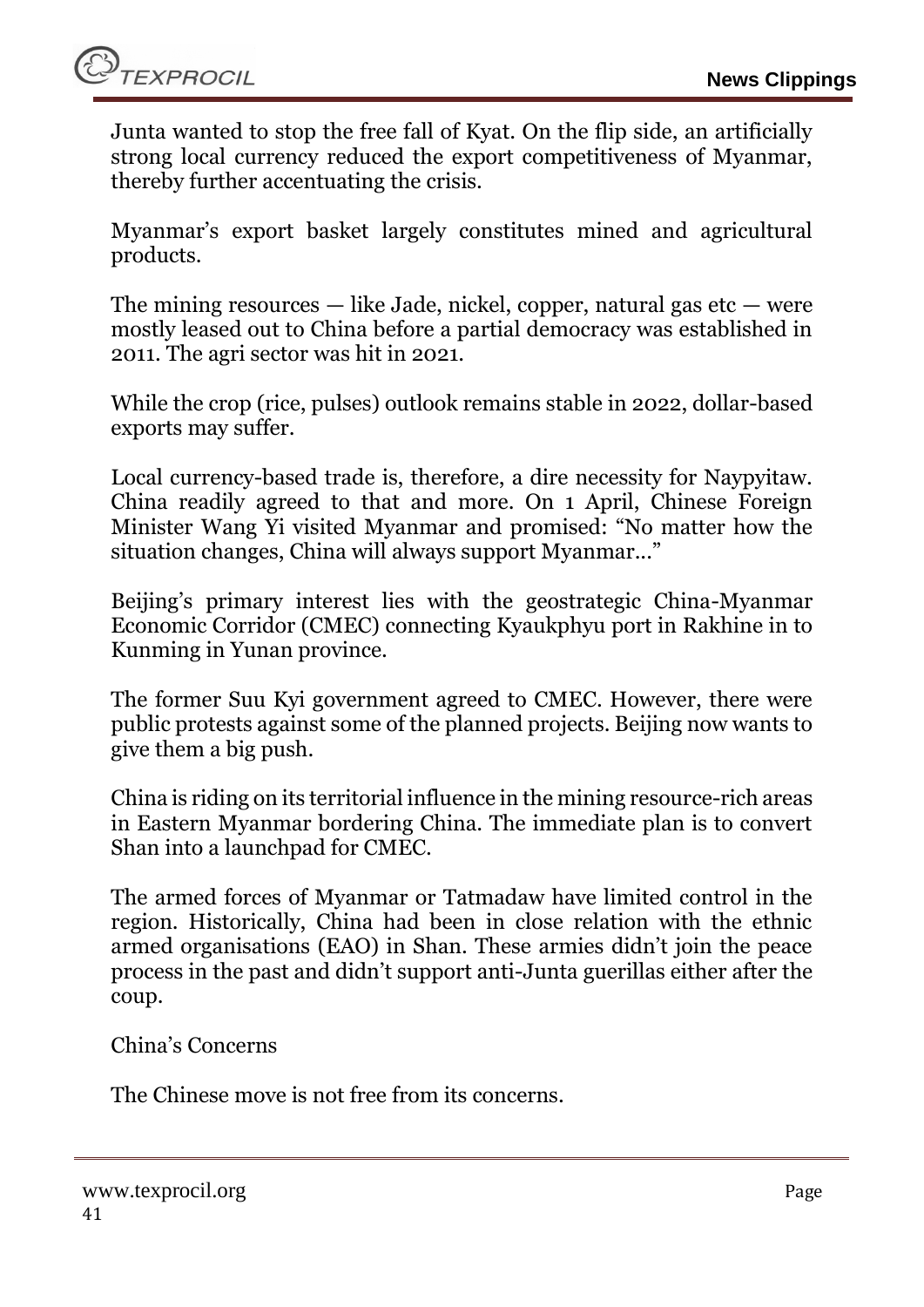Junta wanted to stop the free fall of Kyat. On the flip side, an artificially strong local currency reduced the export competitiveness of Myanmar, thereby further accentuating the crisis.

Myanmar's export basket largely constitutes mined and agricultural products.

The mining resources — like Jade, nickel, copper, natural gas etc — were mostly leased out to China before a partial democracy was established in 2011. The agri sector was hit in 2021.

While the crop (rice, pulses) outlook remains stable in 2022, dollar-based exports may suffer.

Local currency-based trade is, therefore, a dire necessity for Naypyitaw. China readily agreed to that and more. On 1 April, Chinese Foreign Minister Wang Yi visited Myanmar and promised: "No matter how the situation changes, China will always support Myanmar..."

Beijing's primary interest lies with the geostrategic China-Myanmar Economic Corridor (CMEC) connecting Kyaukphyu port in Rakhine in to Kunming in Yunan province.

The former Suu Kyi government agreed to CMEC. However, there were public protests against some of the planned projects. Beijing now wants to give them a big push.

China is riding on its territorial influence in the mining resource-rich areas in Eastern Myanmar bordering China. The immediate plan is to convert Shan into a launchpad for CMEC.

The armed forces of Myanmar or Tatmadaw have limited control in the region. Historically, China had been in close relation with the ethnic armed organisations (EAO) in Shan. These armies didn't join the peace process in the past and didn't support anti-Junta guerillas either after the coup.

China's Concerns

The Chinese move is not free from its concerns.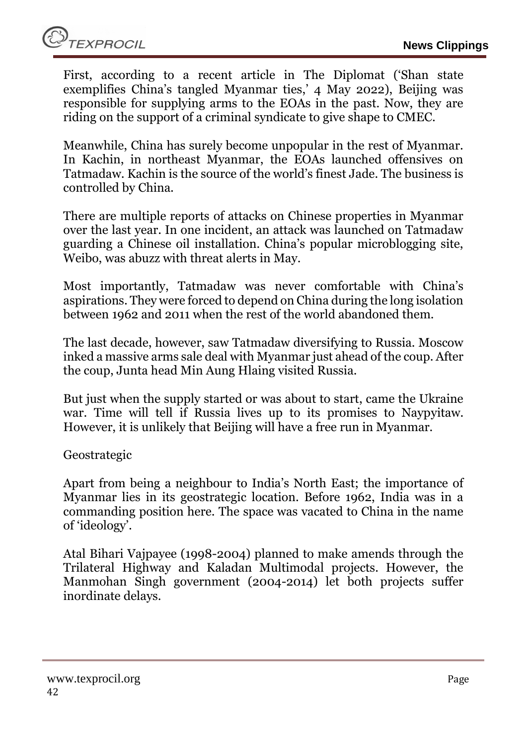First, according to a recent article in The Diplomat ('Shan state exemplifies China's tangled Myanmar ties,' 4 May 2022), Beijing was responsible for supplying arms to the EOAs in the past. Now, they are riding on the support of a criminal syndicate to give shape to CMEC.

Meanwhile, China has surely become unpopular in the rest of Myanmar. In Kachin, in northeast Myanmar, the EOAs launched offensives on Tatmadaw. Kachin is the source of the world's finest Jade. The business is controlled by China.

There are multiple reports of attacks on Chinese properties in Myanmar over the last year. In one incident, an attack was launched on Tatmadaw guarding a Chinese oil installation. China's popular microblogging site, Weibo, was abuzz with threat alerts in May.

Most importantly, Tatmadaw was never comfortable with China's aspirations. They were forced to depend on China during the long isolation between 1962 and 2011 when the rest of the world abandoned them.

The last decade, however, saw Tatmadaw diversifying to Russia. Moscow inked a massive arms sale deal with Myanmar just ahead of the coup. After the coup, Junta head Min Aung Hlaing visited Russia.

But just when the supply started or was about to start, came the Ukraine war. Time will tell if Russia lives up to its promises to Naypyitaw. However, it is unlikely that Beijing will have a free run in Myanmar.

Geostrategic

Apart from being a neighbour to India's North East; the importance of Myanmar lies in its geostrategic location. Before 1962, India was in a commanding position here. The space was vacated to China in the name of 'ideology'.

Atal Bihari Vajpayee (1998-2004) planned to make amends through the Trilateral Highway and Kaladan Multimodal projects. However, the Manmohan Singh government (2004-2014) let both projects suffer inordinate delays.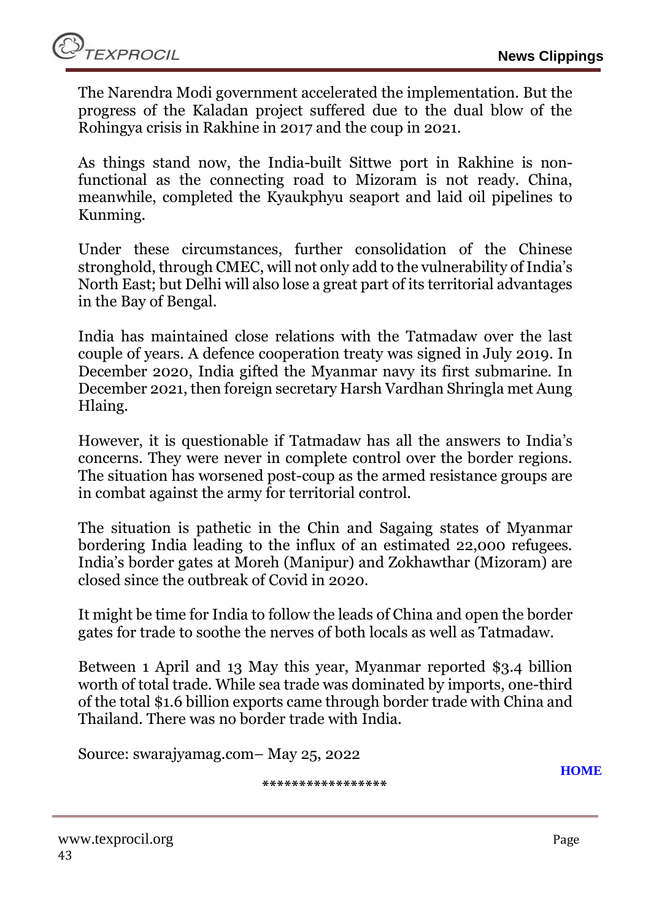The Narendra Modi government accelerated the implementation. But the progress of the Kaladan project suffered due to the dual blow of the Rohingya crisis in Rakhine in 2017 and the coup in 2021.

As things stand now, the India-built Sittwe port in Rakhine is non-functional as the connecting road to Mizoram is not ready. China, meanwhile, completed the Kyaukphyu seaport and laid oil pipelines to Kunming.

Under these circumstances, further consolidation of the Chinese stronghold, through CMEC, will not only add to the vulnerability of India's North East; but Delhi will also lose a great part of its territorial advantages in the Bay of Bengal.

India has maintained close relations with the Tatmadaw over the last couple of years. A defence cooperation treaty was signed in July 2019. In December 2020, India gifted the Myanmar navy its first submarine. In December 2021, then foreign secretary Harsh Vardhan Shringla met Aung Hlaing.

However, it is questionable if Tatmadaw has all the answers to India's concerns. They were never in complete control over the border regions. The situation has worsened post-coup as the armed resistance groups are in combat against the army for territorial control.

The situation is pathetic in the Chin and Sagaing states of Myanmar bordering India leading to the influx of an estimated 22,000 refugees. India's border gates at Moreh (Manipur) and Zokhawthar (Mizoram) are closed since the outbreak of Covid in 2020.

It might be time for India to follow the leads of China and open the border gates for trade to soothe the nerves of both locals as well as Tatmadaw.

Between 1 April and 13 May this year, Myanmar reported $3.4 billion worth of total trade. While sea trade was dominated by imports, one-third of the total $1.6 billion exports came through border trade with China and Thailand. There was no border trade with India.

Source: swarajyamag.com– May 25, 2022

**HOME**

*****************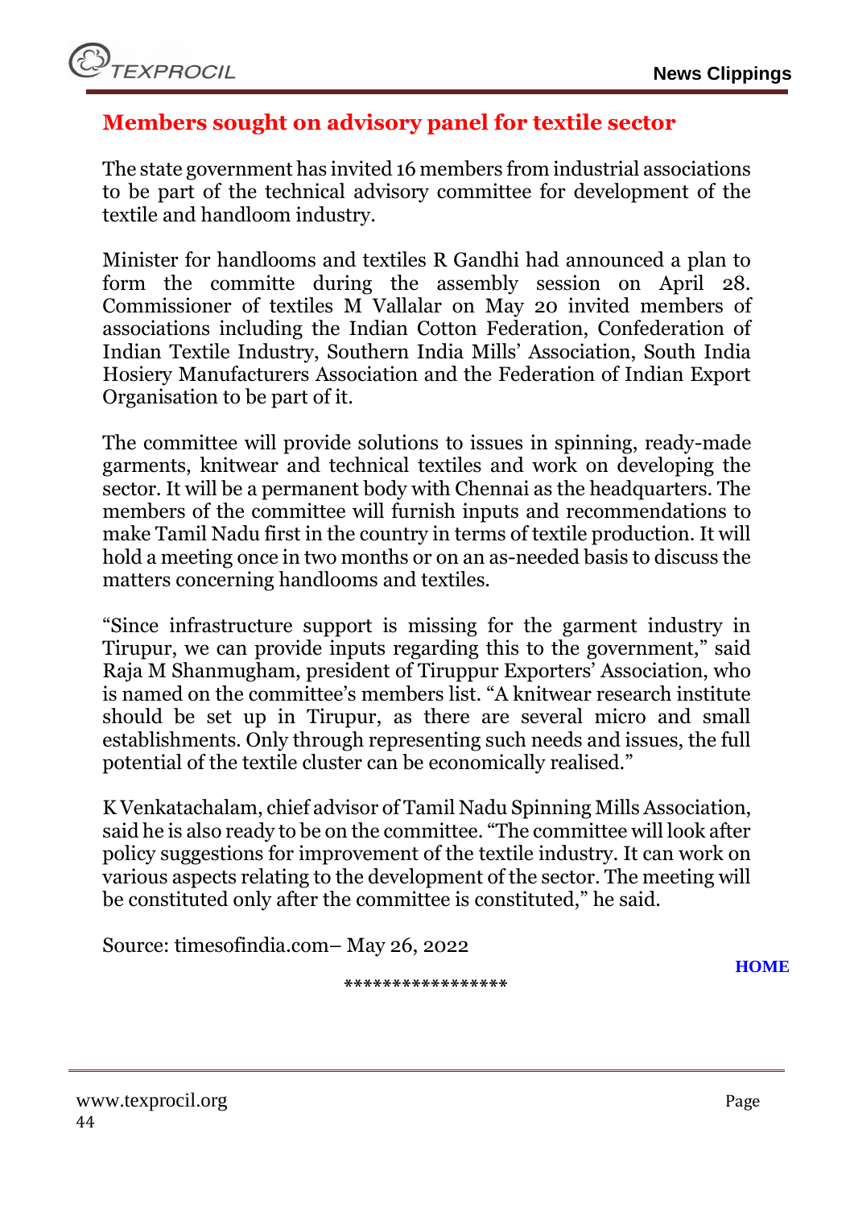## Members sought on advisory panel for textile sector

The state government has invited 16 members from industrial associations to be part of the technical advisory committee for development of the textile and handloom industry.

Minister for handlooms and textiles R Gandhi had announced a plan to form the committe during the assembly session on April 28. Commissioner of textiles M Vallalar on May 20 invited members of associations including the Indian Cotton Federation, Confederation of Indian Textile Industry, Southern India Mills' Association, South India Hosiery Manufacturers Association and the Federation of Indian Export Organisation to be part of it.

The committee will provide solutions to issues in spinning, ready-made garments, knitwear and technical textiles and work on developing the sector. It will be a permanent body with Chennai as the headquarters. The members of the committee will furnish inputs and recommendations to make Tamil Nadu first in the country in terms of textile production. It will hold a meeting once in two months or on an as-needed basis to discuss the matters concerning handlooms and textiles.

"Since infrastructure support is missing for the garment industry in Tirupur, we can provide inputs regarding this to the government," said Raja M Shanmugham, president of Tiruppur Exporters' Association, who is named on the committee's members list. "A knitwear research institute should be set up in Tirupur, as there are several micro and small establishments. Only through representing such needs and issues, the full potential of the textile cluster can be economically realised."

K Venkatachalam, chief advisor of Tamil Nadu Spinning Mills Association, said he is also ready to be on the committee. "The committee will look after policy suggestions for improvement of the textile industry. It can work on various aspects relating to the development of the sector. The meeting will be constituted only after the committee is constituted," he said.

Source: timesofindia.com– May 26, 2022

HOME

*****************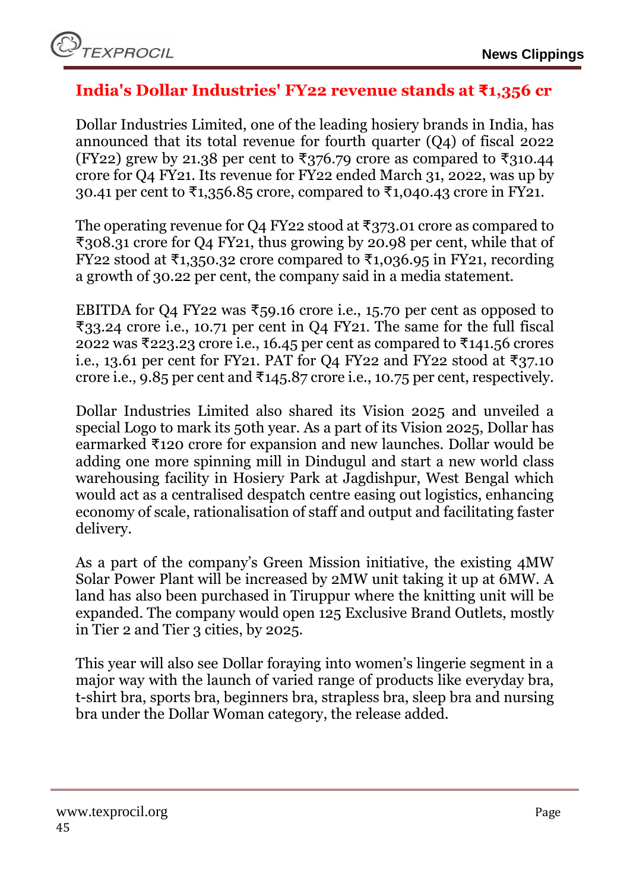## India's Dollar Industries' FY22 revenue stands at ₹1,356 cr

Dollar Industries Limited, one of the leading hosiery brands in India, has announced that its total revenue for fourth quarter (Q4) of fiscal 2022 (FY22) grew by 21.38 per cent to ₹376.79 crore as compared to ₹310.44 crore for Q4 FY21. Its revenue for FY22 ended March 31, 2022, was up by 30.41 per cent to ₹1,356.85 crore, compared to ₹1,040.43 crore in FY21.

The operating revenue for Q4 FY22 stood at ₹373.01 crore as compared to ₹308.31 crore for Q4 FY21, thus growing by 20.98 per cent, while that of FY22 stood at ₹1,350.32 crore compared to ₹1,036.95 in FY21, recording a growth of 30.22 per cent, the company said in a media statement.

EBITDA for Q4 FY22 was ₹59.16 crore i.e., 15.70 per cent as opposed to ₹33.24 crore i.e., 10.71 per cent in Q4 FY21. The same for the full fiscal 2022 was ₹223.23 crore i.e., 16.45 per cent as compared to ₹141.56 crores i.e., 13.61 per cent for FY21. PAT for Q4 FY22 and FY22 stood at ₹37.10 crore i.e., 9.85 per cent and ₹145.87 crore i.e., 10.75 per cent, respectively.

Dollar Industries Limited also shared its Vision 2025 and unveiled a special Logo to mark its 50th year. As a part of its Vision 2025, Dollar has earmarked ₹120 crore for expansion and new launches. Dollar would be adding one more spinning mill in Dindugul and start a new world class warehousing facility in Hosiery Park at Jagdishpur, West Bengal which would act as a centralised despatch centre easing out logistics, enhancing economy of scale, rationalisation of staff and output and facilitating faster delivery.

As a part of the company's Green Mission initiative, the existing 4MW Solar Power Plant will be increased by 2MW unit taking it up at 6MW. A land has also been purchased in Tiruppur where the knitting unit will be expanded. The company would open 125 Exclusive Brand Outlets, mostly in Tier 2 and Tier 3 cities, by 2025.

This year will also see Dollar foraying into women's lingerie segment in a major way with the launch of varied range of products like everyday bra, t-shirt bra, sports bra, beginners bra, strapless bra, sleep bra and nursing bra under the Dollar Woman category, the release added.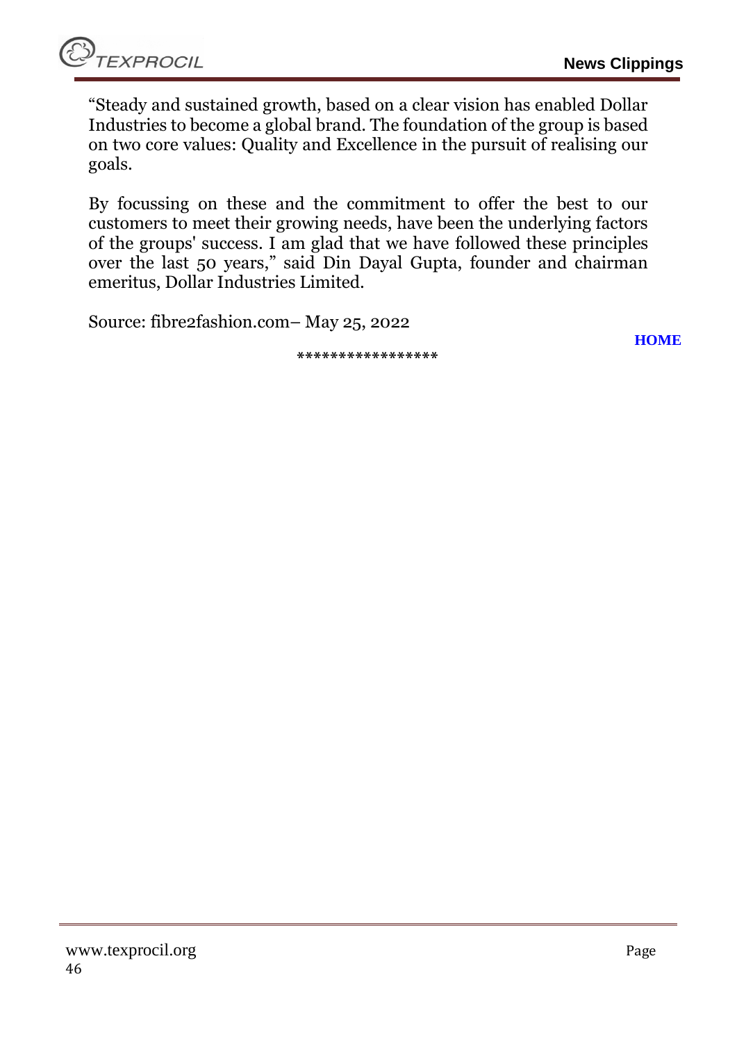"Steady and sustained growth, based on a clear vision has enabled Dollar Industries to become a global brand. The foundation of the group is based on two core values: Quality and Excellence in the pursuit of realising our goals.

By focussing on these and the commitment to offer the best to our customers to meet their growing needs, have been the underlying factors of the groups' success. I am glad that we have followed these principles over the last 50 years," said Din Dayal Gupta, founder and chairman emeritus, Dollar Industries Limited.

Source: fibre2fashion.com– May 25, 2022

**HOME**

*****************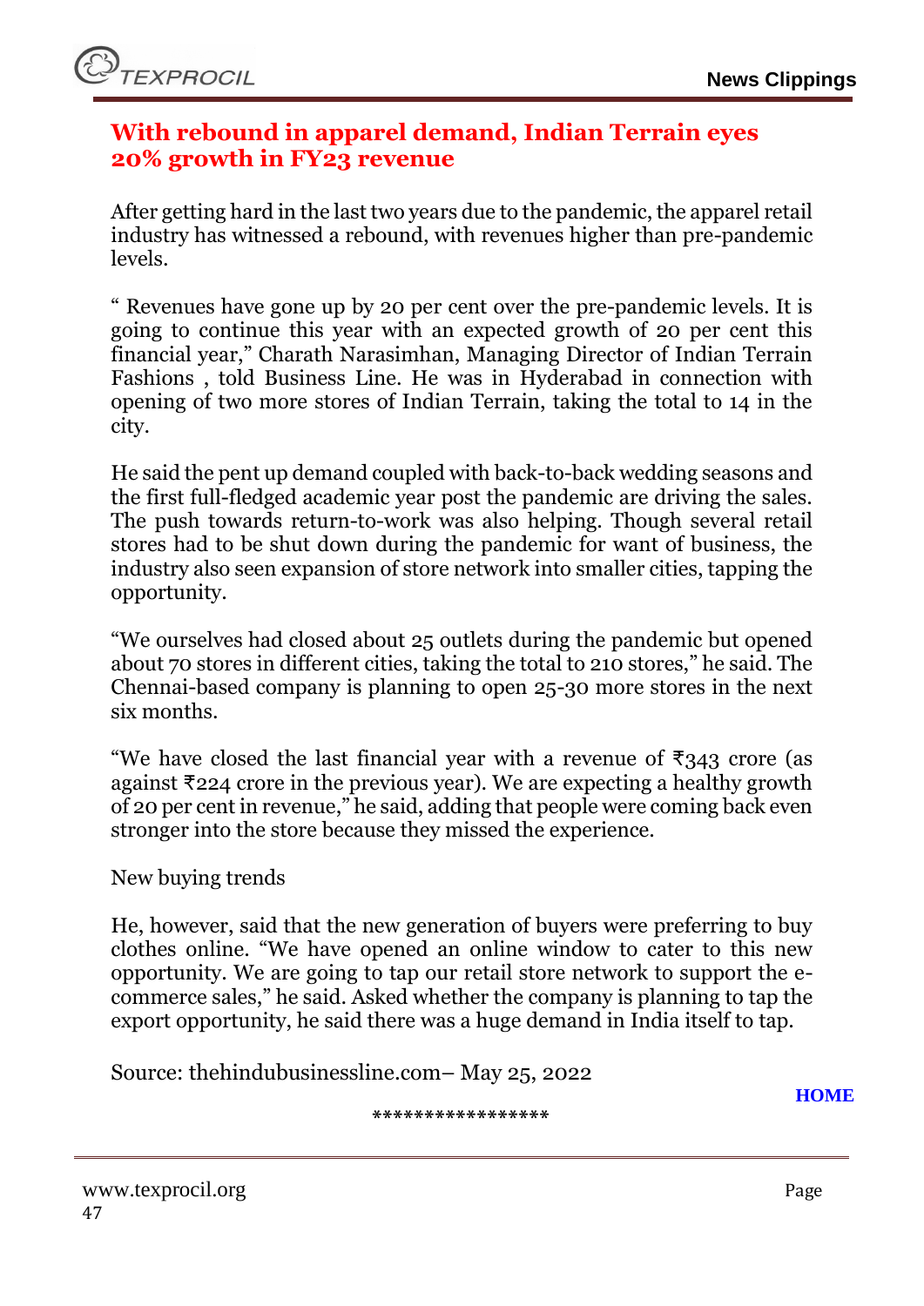## With rebound in apparel demand, Indian Terrain eyes 20% growth in FY23 revenue

After getting hard in the last two years due to the pandemic, the apparel retail industry has witnessed a rebound, with revenues higher than pre-pandemic levels.

" Revenues have gone up by 20 per cent over the pre-pandemic levels. It is going to continue this year with an expected growth of 20 per cent this financial year," Charath Narasimhan, Managing Director of Indian Terrain Fashions , told Business Line. He was in Hyderabad in connection with opening of two more stores of Indian Terrain, taking the total to 14 in the city.

He said the pent up demand coupled with back-to-back wedding seasons and the first full-fledged academic year post the pandemic are driving the sales. The push towards return-to-work was also helping. Though several retail stores had to be shut down during the pandemic for want of business, the industry also seen expansion of store network into smaller cities, tapping the opportunity.

"We ourselves had closed about 25 outlets during the pandemic but opened about 70 stores in different cities, taking the total to 210 stores," he said. The Chennai-based company is planning to open 25-30 more stores in the next six months.

"We have closed the last financial year with a revenue of ₹343 crore (as against ₹224 crore in the previous year). We are expecting a healthy growth of 20 per cent in revenue," he said, adding that people were coming back even stronger into the store because they missed the experience.

New buying trends

He, however, said that the new generation of buyers were preferring to buy clothes online. "We have opened an online window to cater to this new opportunity. We are going to tap our retail store network to support the e-commerce sales," he said. Asked whether the company is planning to tap the export opportunity, he said there was a huge demand in India itself to tap.

Source: thehindubusinessline.com– May 25, 2022

HOME

*****************